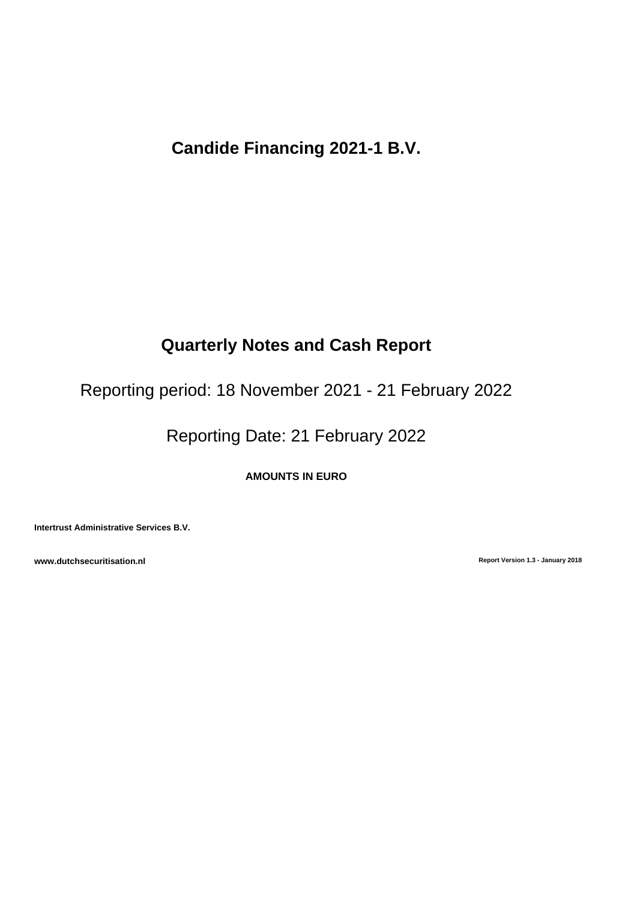# Candide Financing 2021-1 B.V.

## Quarterly Notes and Cash Report

Reporting period: 18 November 2021 - 21 February 2022

Reporting Date: 21 February 2022

**AMOUNTS IN EURO**

**Intertrust Administrative Services B.V.**

**www.dutchsecuritisation.nl**

**Report Version 1.3 - January 2018**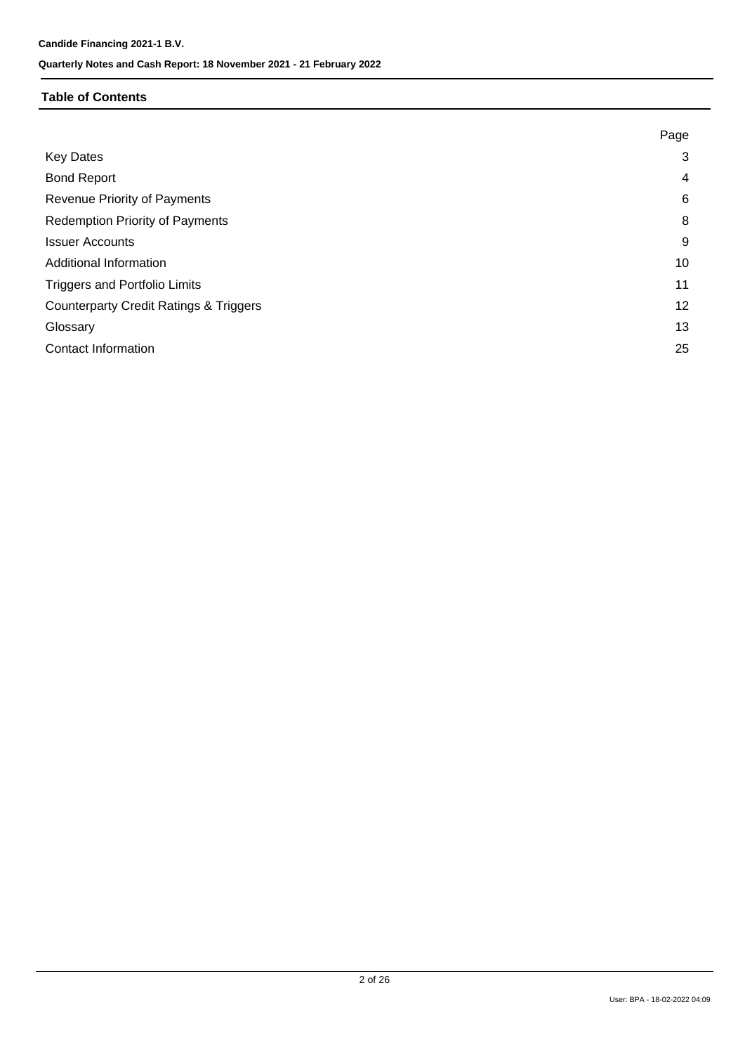## Table of Contents

| | Page |
|---|---|
| Key Dates | 3 |
| Bond Report | 4 |
| Revenue Priority of Payments | 6 |
| Redemption Priority of Payments | 8 |
| Issuer Accounts | 9 |
| Additional Information | 10 |
| Triggers and Portfolio Limits | 11 |
| Counterparty Credit Ratings & Triggers | 12 |
| Glossary | 13 |
| Contact Information | 25 |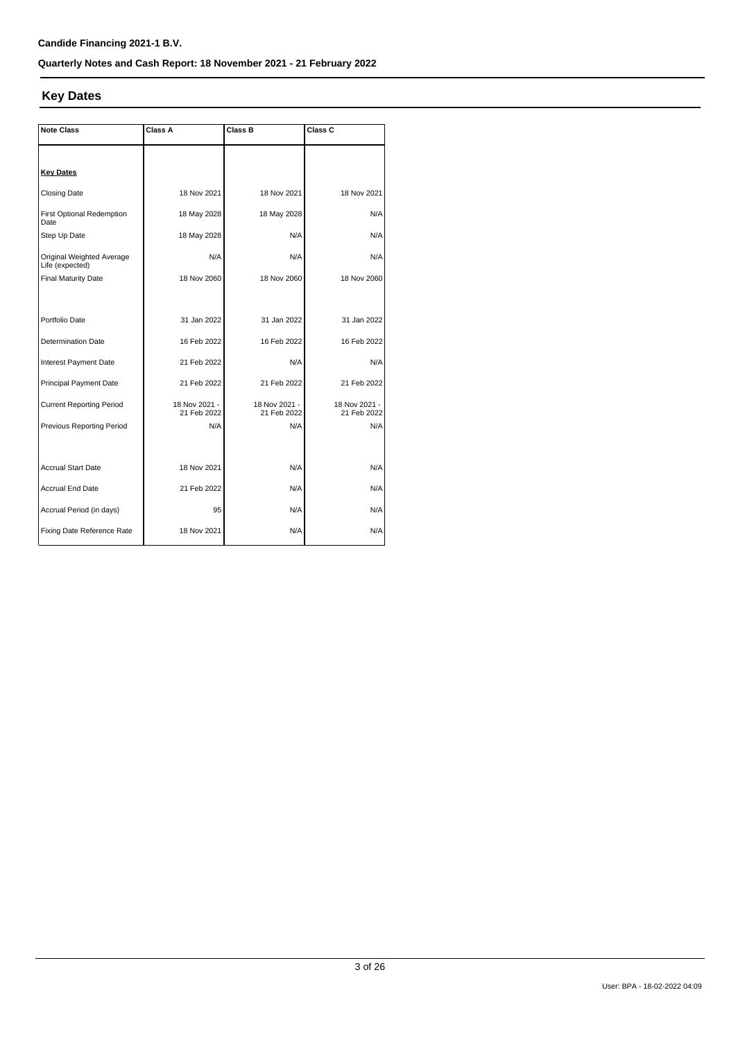## Key Dates

| Note Class | Class A | Class B | Class C |
|---|---|---|---|
| **Key Dates** | | | |
| Closing Date | 18 Nov 2021 | 18 Nov 2021 | 18 Nov 2021 |
| First Optional Redemption Date | 18 May 2028 | 18 May 2028 | N/A |
| Step Up Date | 18 May 2028 | N/A | N/A |
| Original Weighted Average Life (expected) | N/A | N/A | N/A |
| Final Maturity Date | 18 Nov 2060 | 18 Nov 2060 | 18 Nov 2060 |
| | | | |
| Portfolio Date | 31 Jan 2022 | 31 Jan 2022 | 31 Jan 2022 |
| Determination Date | 16 Feb 2022 | 16 Feb 2022 | 16 Feb 2022 |
| Interest Payment Date | 21 Feb 2022 | N/A | N/A |
| Principal Payment Date | 21 Feb 2022 | 21 Feb 2022 | 21 Feb 2022 |
| Current Reporting Period | 18 Nov 2021 - 21 Feb 2022 | 18 Nov 2021 - 21 Feb 2022 | 18 Nov 2021 - 21 Feb 2022 |
| Previous Reporting Period | N/A | N/A | N/A |
| | | | |
| Accrual Start Date | 18 Nov 2021 | N/A | N/A |
| Accrual End Date | 21 Feb 2022 | N/A | N/A |
| Accrual Period (in days) | 95 | N/A | N/A |
| Fixing Date Reference Rate | 18 Nov 2021 | N/A | N/A |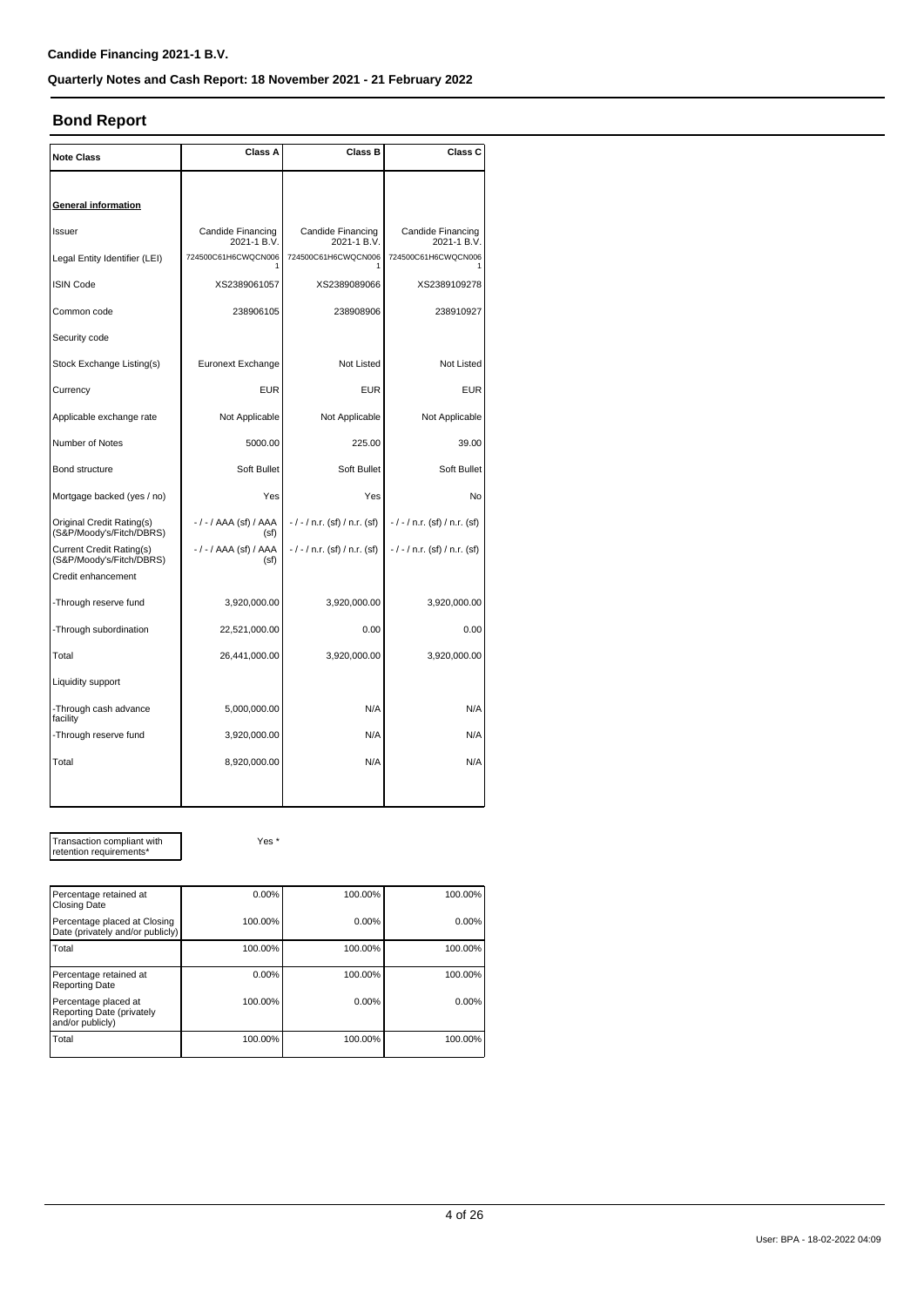**Candide Financing 2021-1 B.V.**

**Quarterly Notes and Cash Report: 18 November 2021 - 21 February 2022**

## Bond Report

| Note Class | Class A | Class B | Class C |
|---|---|---|---|
| **General information** | | | |
| Issuer | Candide Financing 2021-1 B.V. | Candide Financing 2021-1 B.V. | Candide Financing 2021-1 B.V. |
| Legal Entity Identifier (LEI) | 724500C61H6CWQCN0061 | 724500C61H6CWQCN0061 | 724500C61H6CWQCN0061 |
| ISIN Code | XS2389061057 | XS2389089066 | XS2389109278 |
| Common code | 238906105 | 238908906 | 238910927 |
| Security code | | | |
| Stock Exchange Listing(s) | Euronext Exchange | Not Listed | Not Listed |
| Currency | EUR | EUR | EUR |
| Applicable exchange rate | Not Applicable | Not Applicable | Not Applicable |
| Number of Notes | 5000.00 | 225.00 | 39.00 |
| Bond structure | Soft Bullet | Soft Bullet | Soft Bullet |
| Mortgage backed (yes / no) | Yes | Yes | No |
| Original Credit Rating(s) (S&P/Moody's/Fitch/DBRS) | - / - / AAA (sf) / AAA (sf) | - / - / n.r. (sf) / n.r. (sf) | - / - / n.r. (sf) / n.r. (sf) |
| Current Credit Rating(s) (S&P/Moody's/Fitch/DBRS) | - / - / AAA (sf) / AAA (sf) | - / - / n.r. (sf) / n.r. (sf) | - / - / n.r. (sf) / n.r. (sf) |
| Credit enhancement | | | |
| -Through reserve fund | 3,920,000.00 | 3,920,000.00 | 3,920,000.00 |
| -Through subordination | 22,521,000.00 | 0.00 | 0.00 |
| Total | 26,441,000.00 | 3,920,000.00 | 3,920,000.00 |
| Liquidity support | | | |
| -Through cash advance facility | 5,000,000.00 | N/A | N/A |
| -Through reserve fund | 3,920,000.00 | N/A | N/A |
| Total | 8,920,000.00 | N/A | N/A |

| Transaction compliant with retention requirements* | Yes * |
|---|---|

| | Class A | Class B | Class C |
|---|---|---|---|
| Percentage retained at Closing Date | 0.00% | 100.00% | 100.00% |
| Percentage placed at Closing Date (privately and/or publicly) | 100.00% | 0.00% | 0.00% |
| Total | 100.00% | 100.00% | 100.00% |
| Percentage retained at Reporting Date | 0.00% | 100.00% | 100.00% |
| Percentage placed at Reporting Date (privately and/or publicly) | 100.00% | 0.00% | 0.00% |
| Total | 100.00% | 100.00% | 100.00% |

User: BPA - 18-02-2022 04:09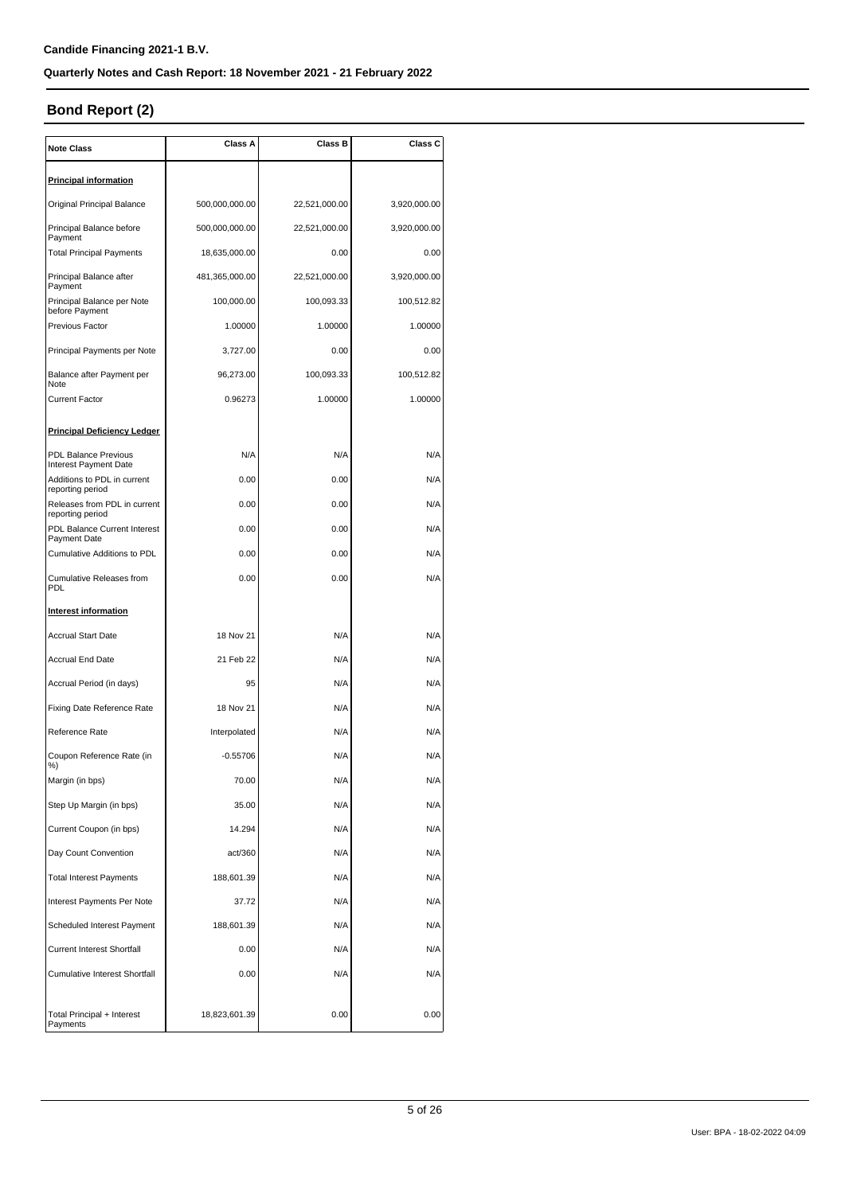**Candide Financing 2021-1 B.V.**

**Quarterly Notes and Cash Report: 18 November 2021 - 21 February 2022**

## Bond Report (2)

| Note Class | Class A | Class B | Class C |
|---|---|---|---|
| **Principal information** | | | |
| Original Principal Balance | 500,000,000.00 | 22,521,000.00 | 3,920,000.00 |
| Principal Balance before Payment | 500,000,000.00 | 22,521,000.00 | 3,920,000.00 |
| Total Principal Payments | 18,635,000.00 | 0.00 | 0.00 |
| Principal Balance after Payment | 481,365,000.00 | 22,521,000.00 | 3,920,000.00 |
| Principal Balance per Note before Payment | 100,000.00 | 100,093.33 | 100,512.82 |
| Previous Factor | 1.00000 | 1.00000 | 1.00000 |
| Principal Payments per Note | 3,727.00 | 0.00 | 0.00 |
| Balance after Payment per Note | 96,273.00 | 100,093.33 | 100,512.82 |
| Current Factor | 0.96273 | 1.00000 | 1.00000 |
| **Principal Deficiency Ledger** | | | |
| PDL Balance Previous Interest Payment Date | N/A | N/A | N/A |
| Additions to PDL in current reporting period | 0.00 | 0.00 | N/A |
| Releases from PDL in current reporting period | 0.00 | 0.00 | N/A |
| PDL Balance Current Interest Payment Date | 0.00 | 0.00 | N/A |
| Cumulative Additions to PDL | 0.00 | 0.00 | N/A |
| Cumulative Releases from PDL | 0.00 | 0.00 | N/A |
| **Interest information** | | | |
| Accrual Start Date | 18 Nov 21 | N/A | N/A |
| Accrual End Date | 21 Feb 22 | N/A | N/A |
| Accrual Period (in days) | 95 | N/A | N/A |
| Fixing Date Reference Rate | 18 Nov 21 | N/A | N/A |
| Reference Rate | Interpolated | N/A | N/A |
| Coupon Reference Rate (in %) | -0.55706 | N/A | N/A |
| Margin (in bps) | 70.00 | N/A | N/A |
| Step Up Margin (in bps) | 35.00 | N/A | N/A |
| Current Coupon (in bps) | 14.294 | N/A | N/A |
| Day Count Convention | act/360 | N/A | N/A |
| Total Interest Payments | 188,601.39 | N/A | N/A |
| Interest Payments Per Note | 37.72 | N/A | N/A |
| Scheduled Interest Payment | 188,601.39 | N/A | N/A |
| Current Interest Shortfall | 0.00 | N/A | N/A |
| Cumulative Interest Shortfall | 0.00 | N/A | N/A |
| Total Principal + Interest Payments | 18,823,601.39 | 0.00 | 0.00 |

User: BPA - 18-02-2022 04:09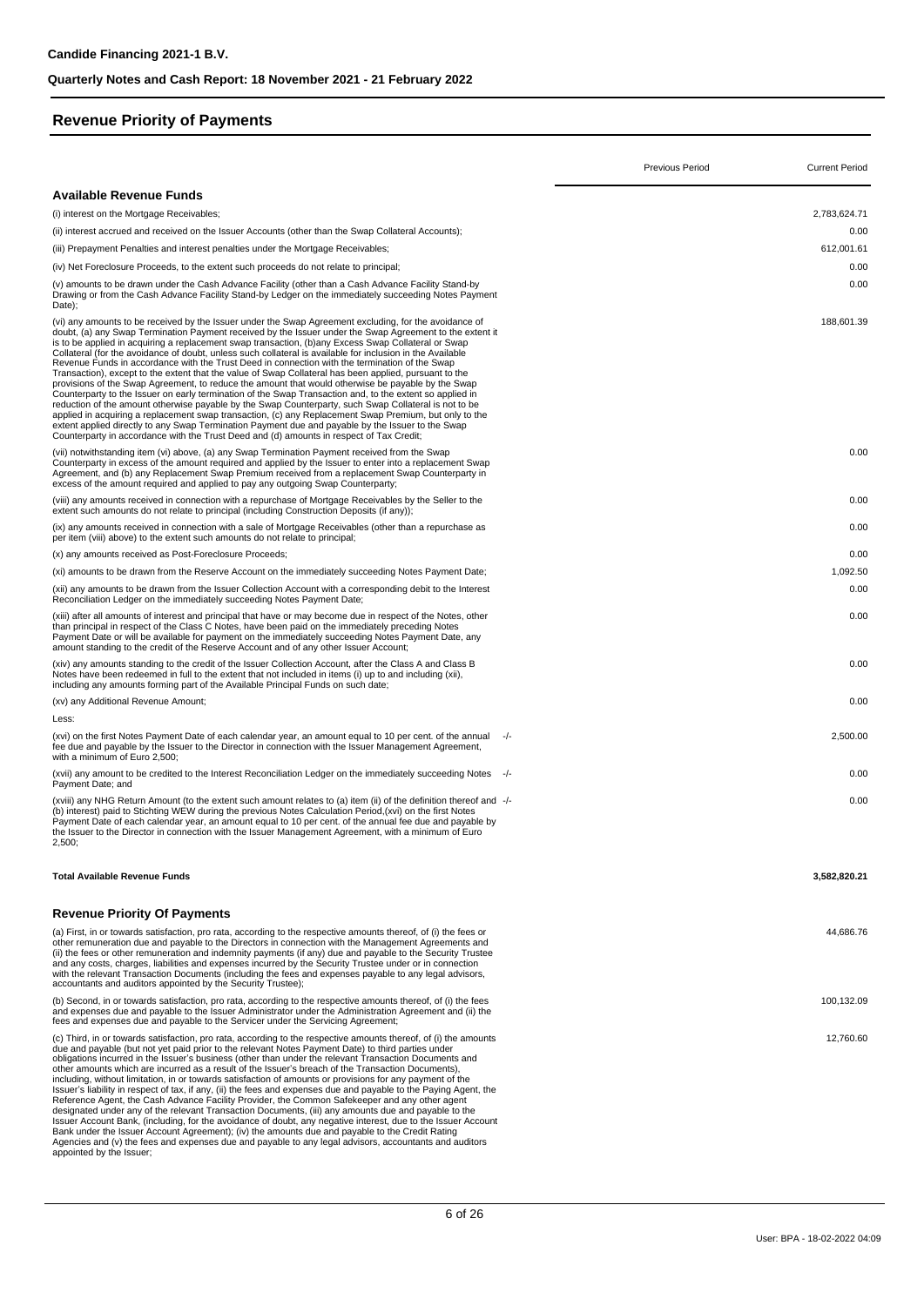# Revenue Priority of Payments

| | Previous Period | Current Period |
|---|---|---|
| **Available Revenue Funds** | | |
| (i) interest on the Mortgage Receivables; | | 2,783,624.71 |
| (ii) interest accrued and received on the Issuer Accounts (other than the Swap Collateral Accounts); | | 0.00 |
| (iii) Prepayment Penalties and interest penalties under the Mortgage Receivables; | | 612,001.61 |
| (iv) Net Foreclosure Proceeds, to the extent such proceeds do not relate to principal; | | 0.00 |
| (v) amounts to be drawn under the Cash Advance Facility (other than a Cash Advance Facility Stand-by Drawing or from the Cash Advance Facility Stand-by Ledger on the immediately succeeding Notes Payment Date); | | 0.00 |
| (vi) any amounts to be received by the Issuer under the Swap Agreement excluding, for the avoidance of doubt, (a) any Swap Termination Payment received by the Issuer under the Swap Agreement to the extent it is to be applied in acquiring a replacement swap transaction, (b)any Excess Swap Collateral or Swap Collateral (for the avoidance of doubt, unless such collateral is available for inclusion in the Available Revenue Funds in accordance with the Trust Deed in connection with the termination of the Swap Transaction), except to the extent that the value of Swap Collateral has been applied, pursuant to the provisions of the Swap Agreement, to reduce the amount that would otherwise be payable by the Swap Counterparty to the Issuer on early termination of the Swap Transaction and, to the extent so applied in reduction of the amount otherwise payable by the Swap Counterparty, such Swap Collateral is not to be applied in acquiring a replacement swap transaction, (c) any Replacement Swap Premium, but only to the extent applied directly to any Swap Termination Payment due and payable by the Issuer to the Swap Counterparty in accordance with the Trust Deed and (d) amounts in respect of Tax Credit; | | 188,601.39 |
| (vii) notwithstanding item (vi) above, (a) any Swap Termination Payment received from the Swap Counterparty in excess of the amount required and applied by the Issuer to enter into a replacement Swap Agreement, and (b) any Replacement Swap Premium received from a replacement Swap Counterparty in excess of the amount required and applied to pay any outgoing Swap Counterparty; | | 0.00 |
| (viii) any amounts received in connection with a repurchase of Mortgage Receivables by the Seller to the extent such amounts do not relate to principal (including Construction Deposits (if any)); | | 0.00 |
| (ix) any amounts received in connection with a sale of Mortgage Receivables (other than a repurchase as per item (viii) above) to the extent such amounts do not relate to principal; | | 0.00 |
| (x) any amounts received as Post-Foreclosure Proceeds; | | 0.00 |
| (xi) amounts to be drawn from the Reserve Account on the immediately succeeding Notes Payment Date; | | 1,092.50 |
| (xii) any amounts to be drawn from the Issuer Collection Account with a corresponding debit to the Interest Reconciliation Ledger on the immediately succeeding Notes Payment Date; | | 0.00 |
| (xiii) after all amounts of interest and principal that have or may become due in respect of the Notes, other than principal in respect of the Class C Notes, have been paid on the immediately preceding Notes Payment Date or will be available for payment on the immediately succeeding Notes Payment Date, any amount standing to the credit of the Reserve Account and of any other Issuer Account; | | 0.00 |
| (xiv) any amounts standing to the credit of the Issuer Collection Account, after the Class A and Class B Notes have been redeemed in full to the extent that not included in items (i) up to and including (xii), including any amounts forming part of the Available Principal Funds on such date; | | 0.00 |
| (xv) any Additional Revenue Amount; | | 0.00 |
| Less: | | |
| (xvi) on the first Notes Payment Date of each calendar year, an amount equal to 10 per cent. of the annual fee due and payable by the Issuer to the Director in connection with the Issuer Management Agreement, with a minimum of Euro 2,500; -/- | | 2,500.00 |
| (xvii) any amount to be credited to the Interest Reconciliation Ledger on the immediately succeeding Notes Payment Date; and -/- | | 0.00 |
| (xviii) any NHG Return Amount (to the extent such amount relates to (a) item (ii) of the definition thereof and (b) interest) paid to Stichting WEW during the previous Notes Calculation Period,(xvi) on the first Notes Payment Date of each calendar year, an amount equal to 10 per cent. of the annual fee due and payable by the Issuer to the Director in connection with the Issuer Management Agreement, with a minimum of Euro 2,500; -/- | | 0.00 |
| **Total Available Revenue Funds** | | **3,582,820.21** |
| **Revenue Priority Of Payments** | | |
| (a) First, in or towards satisfaction, pro rata, according to the respective amounts thereof, of (i) the fees or other remuneration due and payable to the Directors in connection with the Management Agreements and (ii) the fees or other remuneration and indemnity payments (if any) due and payable to the Security Trustee and any costs, charges, liabilities and expenses incurred by the Security Trustee under or in connection with the relevant Transaction Documents (including the fees and expenses payable to any legal advisors, accountants and auditors appointed by the Security Trustee); | | 44,686.76 |
| (b) Second, in or towards satisfaction, pro rata, according to the respective amounts thereof, of (i) the fees and expenses due and payable to the Issuer Administrator under the Administration Agreement and (ii) the fees and expenses due and payable to the Servicer under the Servicing Agreement; | | 100,132.09 |
| (c) Third, in or towards satisfaction, pro rata, according to the respective amounts thereof, of (i) the amounts due and payable (but not yet paid prior to the relevant Notes Payment Date) to third parties under obligations incurred in the Issuer's business (other than under the relevant Transaction Documents and other amounts which are incurred as a result of the Issuer's breach of the Transaction Documents), including, without limitation, in or towards satisfaction of amounts or provisions for any payment of the Issuer's liability in respect of tax, if any, (ii) the fees and expenses due and payable to the Paying Agent, the Reference Agent, the Cash Advance Facility Provider, the Common Safekeeper and any other agent designated under any of the relevant Transaction Documents, (iii) any amounts due and payable to the Issuer Account Bank, (including, for the avoidance of doubt, any negative interest, due to the Issuer Account Bank under the Issuer Account Agreement); (iv) the amounts due and payable to the Credit Rating Agencies and (v) the fees and expenses due and payable to any legal advisors, accountants and auditors appointed by the Issuer; | | 12,760.60 |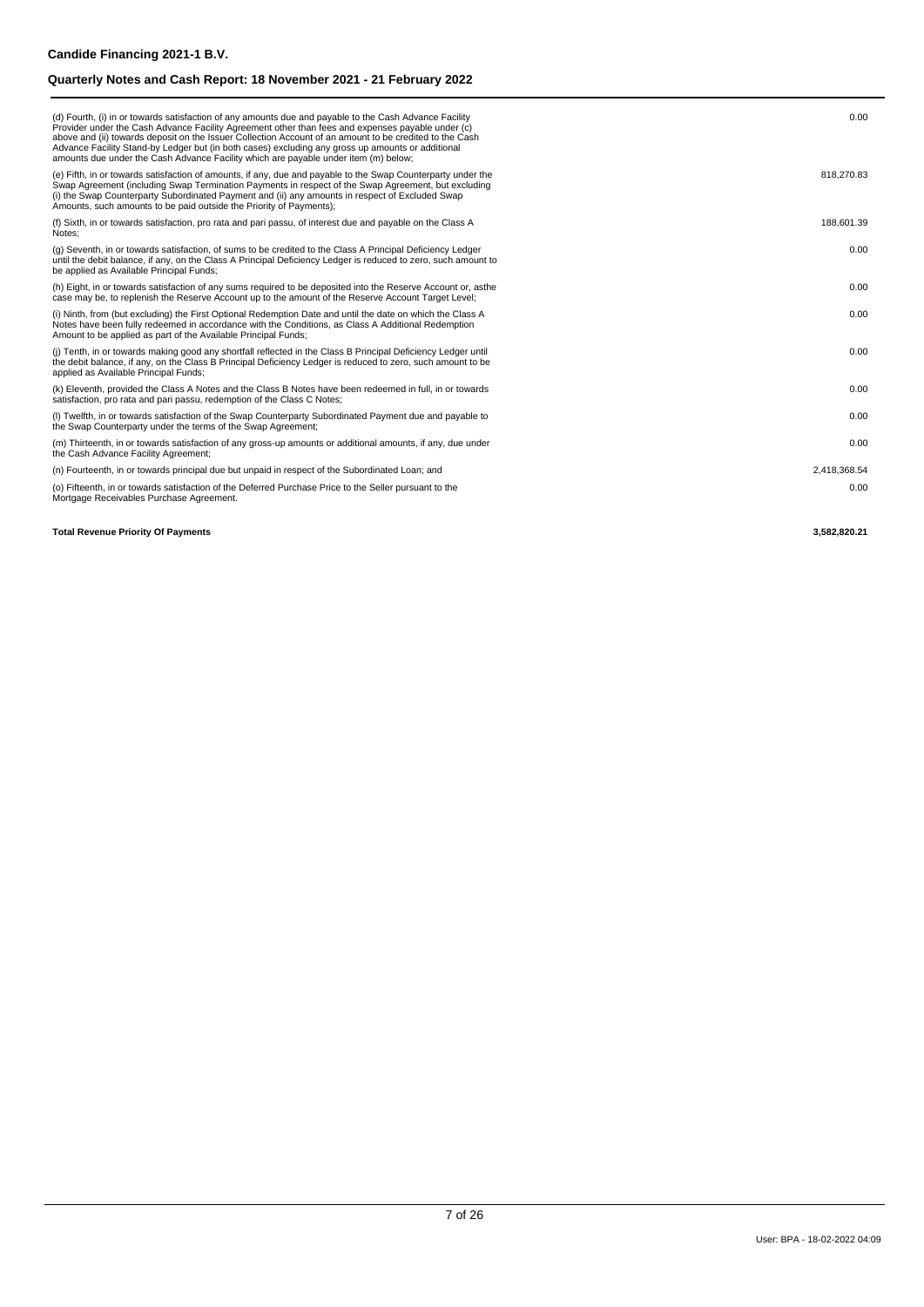**Candide Financing 2021-1 B.V.**

**Quarterly Notes and Cash Report: 18 November 2021 - 21 February 2022**

| | |
|---|---|
| (d) Fourth, (i) in or towards satisfaction of any amounts due and payable to the Cash Advance Facility Provider under the Cash Advance Facility Agreement other than fees and expenses payable under (c) above and (ii) towards deposit on the Issuer Collection Account of an amount to be credited to the Cash Advance Facility Stand-by Ledger but (in both cases) excluding any gross up amounts or additional amounts due under the Cash Advance Facility which are payable under item (m) below; | 0.00 |
| (e) Fifth, in or towards satisfaction of amounts, if any, due and payable to the Swap Counterparty under the Swap Agreement (including Swap Termination Payments in respect of the Swap Agreement, but excluding (i) the Swap Counterparty Subordinated Payment and (ii) any amounts in respect of Excluded Swap Amounts, such amounts to be paid outside the Priority of Payments); | 818,270.83 |
| (f) Sixth, in or towards satisfaction, pro rata and pari passu, of interest due and payable on the Class A Notes; | 188,601.39 |
| (g) Seventh, in or towards satisfaction, of sums to be credited to the Class A Principal Deficiency Ledger until the debit balance, if any, on the Class A Principal Deficiency Ledger is reduced to zero, such amount to be applied as Available Principal Funds; | 0.00 |
| (h) Eight, in or towards satisfaction of any sums required to be deposited into the Reserve Account or, asthe case may be, to replenish the Reserve Account up to the amount of the Reserve Account Target Level; | 0.00 |
| (i) Ninth, from (but excluding) the First Optional Redemption Date and until the date on which the Class A Notes have been fully redeemed in accordance with the Conditions, as Class A Additional Redemption Amount to be applied as part of the Available Principal Funds; | 0.00 |
| (j) Tenth, in or towards making good any shortfall reflected in the Class B Principal Deficiency Ledger until the debit balance, if any, on the Class B Principal Deficiency Ledger is reduced to zero, such amount to be applied as Available Principal Funds; | 0.00 |
| (k) Eleventh, provided the Class A Notes and the Class B Notes have been redeemed in full, in or towards satisfaction, pro rata and pari passu, redemption of the Class C Notes; | 0.00 |
| (l) Twelfth, in or towards satisfaction of the Swap Counterparty Subordinated Payment due and payable to the Swap Counterparty under the terms of the Swap Agreement; | 0.00 |
| (m) Thirteenth, in or towards satisfaction of any gross-up amounts or additional amounts, if any, due under the Cash Advance Facility Agreement; | 0.00 |
| (n) Fourteenth, in or towards principal due but unpaid in respect of the Subordinated Loan; and | 2,418,368.54 |
| (o) Fifteenth, in or towards satisfaction of the Deferred Purchase Price to the Seller pursuant to the Mortgage Receivables Purchase Agreement. | 0.00 |
| **Total Revenue Priority Of Payments** | **3,582,820.21** |

User: BPA - 18-02-2022 04:09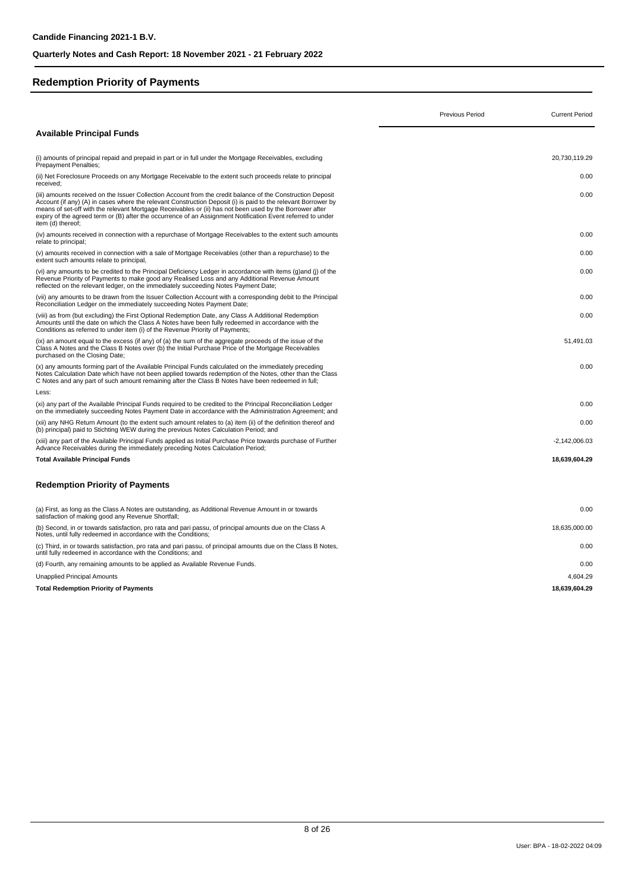**Candide Financing 2021-1 B.V.**

**Quarterly Notes and Cash Report: 18 November 2021 - 21 February 2022**

## Redemption Priority of Payments

| | Previous Period | Current Period |
|---|---|---|
| **Available Principal Funds** | | |
| (i) amounts of principal repaid and prepaid in part or in full under the Mortgage Receivables, excluding Prepayment Penalties; | | 20,730,119.29 |
| (ii) Net Foreclosure Proceeds on any Mortgage Receivable to the extent such proceeds relate to principal received; | | 0.00 |
| (iii) amounts received on the Issuer Collection Account from the credit balance of the Construction Deposit Account (if any) (A) in cases where the relevant Construction Deposit (i) is paid to the relevant Borrower by means of set-off with the relevant Mortgage Receivables or (ii) has not been used by the Borrower after expiry of the agreed term or (B) after the occurrence of an Assignment Notification Event referred to under item (d) thereof; | | 0.00 |
| (iv) amounts received in connection with a repurchase of Mortgage Receivables to the extent such amounts relate to principal; | | 0.00 |
| (v) amounts received in connection with a sale of Mortgage Receivables (other than a repurchase) to the extent such amounts relate to principal, | | 0.00 |
| (vi) any amounts to be credited to the Principal Deficiency Ledger in accordance with items (g)and (j) of the Revenue Priority of Payments to make good any Realised Loss and any Additional Revenue Amount reflected on the relevant ledger, on the immediately succeeding Notes Payment Date; | | 0.00 |
| (vii) any amounts to be drawn from the Issuer Collection Account with a corresponding debit to the Principal Reconciliation Ledger on the immediately succeeding Notes Payment Date; | | 0.00 |
| (viii) as from (but excluding) the First Optional Redemption Date, any Class A Additional Redemption Amounts until the date on which the Class A Notes have been fully redeemed in accordance with the Conditions as referred to under item (i) of the Revenue Priority of Payments; | | 0.00 |
| (ix) an amount equal to the excess (if any) of (a) the sum of the aggregate proceeds of the issue of the Class A Notes and the Class B Notes over (b) the Initial Purchase Price of the Mortgage Receivables purchased on the Closing Date; | | 51,491.03 |
| (x) any amounts forming part of the Available Principal Funds calculated on the immediately preceding Notes Calculation Date which have not been applied towards redemption of the Notes, other than the Class C Notes and any part of such amount remaining after the Class B Notes have been redeemed in full; | | 0.00 |
| Less: | | |
| (xi) any part of the Available Principal Funds required to be credited to the Principal Reconciliation Ledger on the immediately succeeding Notes Payment Date in accordance with the Administration Agreement; and | | 0.00 |
| (xii) any NHG Return Amount (to the extent such amount relates to (a) item (ii) of the definition thereof and (b) principal) paid to Stichting WEW during the previous Notes Calculation Period; and | | 0.00 |
| (xiii) any part of the Available Principal Funds applied as Initial Purchase Price towards purchase of Further Advance Receivables during the immediately preceding Notes Calculation Period; | | -2,142,006.03 |
| **Total Available Principal Funds** | | **18,639,604.29** |
| **Redemption Priority of Payments** | | |
| (a) First, as long as the Class A Notes are outstanding, as Additional Revenue Amount in or towards satisfaction of making good any Revenue Shortfall; | | 0.00 |
| (b) Second, in or towards satisfaction, pro rata and pari passu, of principal amounts due on the Class A Notes, until fully redeemed in accordance with the Conditions; | | 18,635,000.00 |
| (c) Third, in or towards satisfaction, pro rata and pari passu, of principal amounts due on the Class B Notes, until fully redeemed in accordance with the Conditions; and | | 0.00 |
| (d) Fourth, any remaining amounts to be applied as Available Revenue Funds. | | 0.00 |
| Unapplied Principal Amounts | | 4,604.29 |
| **Total Redemption Priority of Payments** | | **18,639,604.29** |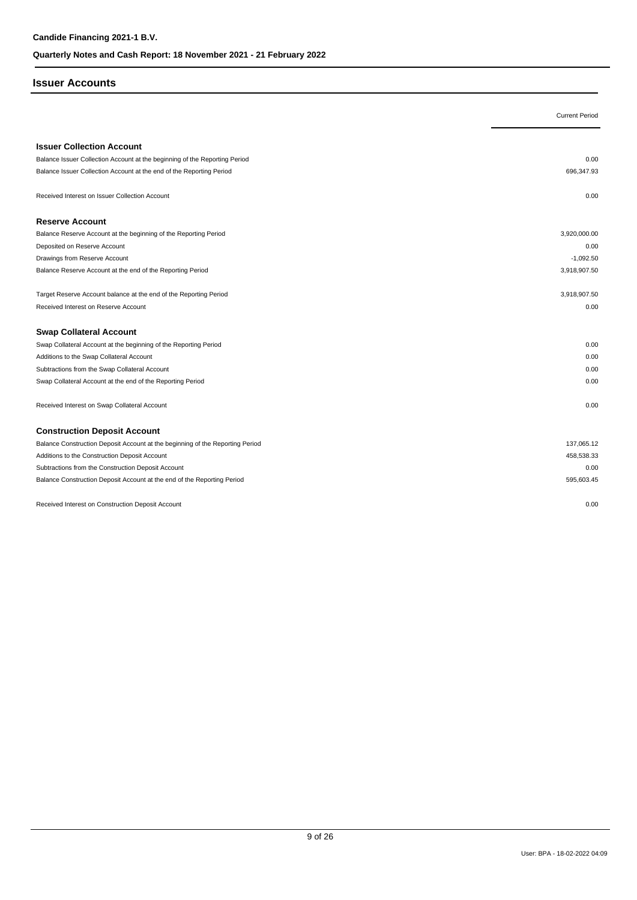## Issuer Accounts

| | Current Period |
|---|---|
| **Issuer Collection Account** | |
| Balance Issuer Collection Account at the beginning of the Reporting Period | 0.00 |
| Balance Issuer Collection Account at the end of the Reporting Period | 696,347.93 |
| | |
| Received Interest on Issuer Collection Account | 0.00 |
| | |
| **Reserve Account** | |
| Balance Reserve Account at the beginning of the Reporting Period | 3,920,000.00 |
| Deposited on Reserve Account | 0.00 |
| Drawings from Reserve Account | -1,092.50 |
| Balance Reserve Account at the end of the Reporting Period | 3,918,907.50 |
| | |
| Target Reserve Account balance at the end of the Reporting Period | 3,918,907.50 |
| Received Interest on Reserve Account | 0.00 |
| | |
| **Swap Collateral Account** | |
| Swap Collateral Account at the beginning of the Reporting Period | 0.00 |
| Additions to the Swap Collateral Account | 0.00 |
| Subtractions from the Swap Collateral Account | 0.00 |
| Swap Collateral Account at the end of the Reporting Period | 0.00 |
| | |
| Received Interest on Swap Collateral Account | 0.00 |
| | |
| **Construction Deposit Account** | |
| Balance Construction Deposit Account at the beginning of the Reporting Period | 137,065.12 |
| Additions to the Construction Deposit Account | 458,538.33 |
| Subtractions from the Construction Deposit Account | 0.00 |
| Balance Construction Deposit Account at the end of the Reporting Period | 595,603.45 |
| | |
| Received Interest on Construction Deposit Account | 0.00 |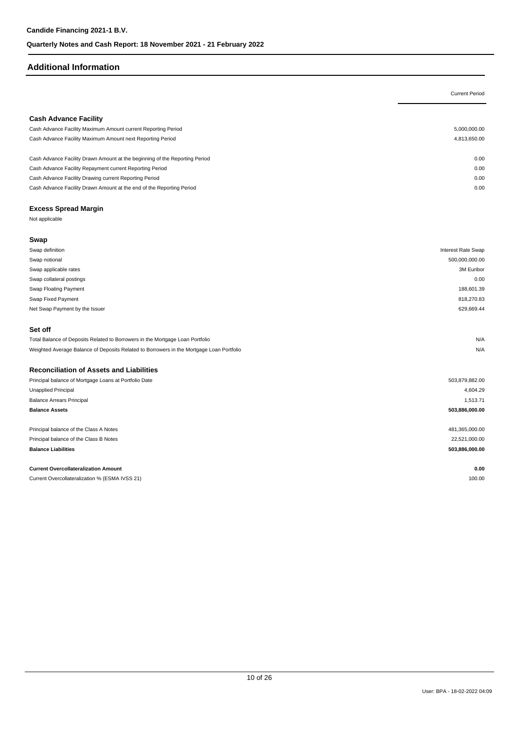**Candide Financing 2021-1 B.V.**

**Quarterly Notes and Cash Report: 18 November 2021 - 21 February 2022**

## Additional Information

| | Current Period |
|---|---|
| **Cash Advance Facility** | |
| Cash Advance Facility Maximum Amount current Reporting Period | 5,000,000.00 |
| Cash Advance Facility Maximum Amount next Reporting Period | 4,813,650.00 |
| | |
| Cash Advance Facility Drawn Amount at the beginning of the Reporting Period | 0.00 |
| Cash Advance Facility Repayment current Reporting Period | 0.00 |
| Cash Advance Facility Drawing current Reporting Period | 0.00 |
| Cash Advance Facility Drawn Amount at the end of the Reporting Period | 0.00 |
| | |
| **Excess Spread Margin** | |
| Not applicable | |
| | |
| **Swap** | |
| Swap definition | Interest Rate Swap |
| Swap notional | 500,000,000.00 |
| Swap applicable rates | 3M Euribor |
| Swap collateral postings | 0.00 |
| Swap Floating Payment | 188,601.39 |
| Swap Fixed Payment | 818,270.83 |
| Net Swap Payment by the Issuer | 629,669.44 |
| | |
| **Set off** | |
| Total Balance of Deposits Related to Borrowers in the Mortgage Loan Portfolio | N/A |
| Weighted Average Balance of Deposits Related to Borrowers in the Mortgage Loan Portfolio | N/A |
| | |
| **Reconciliation of Assets and Liabilities** | |
| Principal balance of Mortgage Loans at Portfolio Date | 503,879,882.00 |
| Unapplied Principal | 4,604.29 |
| Balance Arrears Principal | 1,513.71 |
| **Balance Assets** | **503,886,000.00** |
| | |
| Principal balance of the Class A Notes | 481,365,000.00 |
| Principal balance of the Class B Notes | 22,521,000.00 |
| **Balance Liabilities** | **503,886,000.00** |
| | |
| **Current Overcollateralization Amount** | **0.00** |
| Current Overcollateralization % (ESMA IVSS 21) | 100.00 |

User: BPA - 18-02-2022 04:09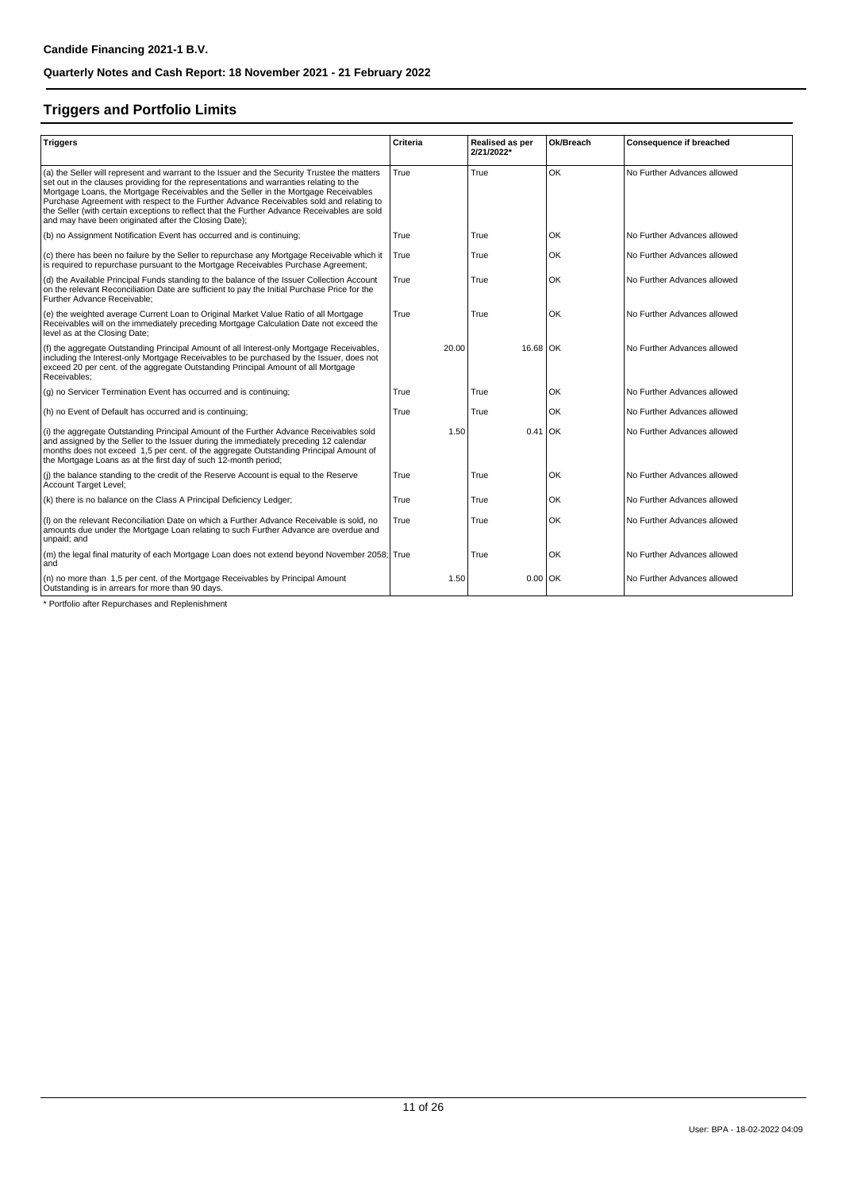**Candide Financing 2021-1 B.V.**

**Quarterly Notes and Cash Report: 18 November 2021 - 21 February 2022**

## Triggers and Portfolio Limits

| Triggers | Criteria | Realised as per 2/21/2022* | Ok/Breach | Consequence if breached |
|---|---|---|---|---|
| (a) the Seller will represent and warrant to the Issuer and the Security Trustee the matters set out in the clauses providing for the representations and warranties relating to the Mortgage Loans, the Mortgage Receivables and the Seller in the Mortgage Receivables Purchase Agreement with respect to the Further Advance Receivables sold and relating to the Seller (with certain exceptions to reflect that the Further Advance Receivables are sold and may have been originated after the Closing Date); | True | True | OK | No Further Advances allowed |
| (b) no Assignment Notification Event has occurred and is continuing; | True | True | OK | No Further Advances allowed |
| (c) there has been no failure by the Seller to repurchase any Mortgage Receivable which it is required to repurchase pursuant to the Mortgage Receivables Purchase Agreement; | True | True | OK | No Further Advances allowed |
| (d) the Available Principal Funds standing to the balance of the Issuer Collection Account on the relevant Reconciliation Date are sufficient to pay the Initial Purchase Price for the Further Advance Receivable; | True | True | OK | No Further Advances allowed |
| (e) the weighted average Current Loan to Original Market Value Ratio of all Mortgage Receivables will on the immediately preceding Mortgage Calculation Date not exceed the level as at the Closing Date; | True | True | OK | No Further Advances allowed |
| (f) the aggregate Outstanding Principal Amount of all Interest-only Mortgage Receivables, including the Interest-only Mortgage Receivables to be purchased by the Issuer, does not exceed 20 per cent. of the aggregate Outstanding Principal Amount of all Mortgage Receivables; | 20.00 | 16.68 | OK | No Further Advances allowed |
| (g) no Servicer Termination Event has occurred and is continuing; | True | True | OK | No Further Advances allowed |
| (h) no Event of Default has occurred and is continuing; | True | True | OK | No Further Advances allowed |
| (i) the aggregate Outstanding Principal Amount of the Further Advance Receivables sold and assigned by the Seller to the Issuer during the immediately preceding 12 calendar months does not exceed 1,5 per cent. of the aggregate Outstanding Principal Amount of the Mortgage Loans as at the first day of such 12-month period; | 1.50 | 0.41 | OK | No Further Advances allowed |
| (j) the balance standing to the credit of the Reserve Account is equal to the Reserve Account Target Level; | True | True | OK | No Further Advances allowed |
| (k) there is no balance on the Class A Principal Deficiency Ledger; | True | True | OK | No Further Advances allowed |
| (l) on the relevant Reconciliation Date on which a Further Advance Receivable is sold, no amounts due under the Mortgage Loan relating to such Further Advance are overdue and unpaid; and | True | True | OK | No Further Advances allowed |
| (m) the legal final maturity of each Mortgage Loan does not extend beyond November 2058; and | True | True | OK | No Further Advances allowed |
| (n) no more than 1,5 per cent. of the Mortgage Receivables by Principal Amount Outstanding is in arrears for more than 90 days. | 1.50 | 0.00 | OK | No Further Advances allowed |

\* Portfolio after Repurchases and Replenishment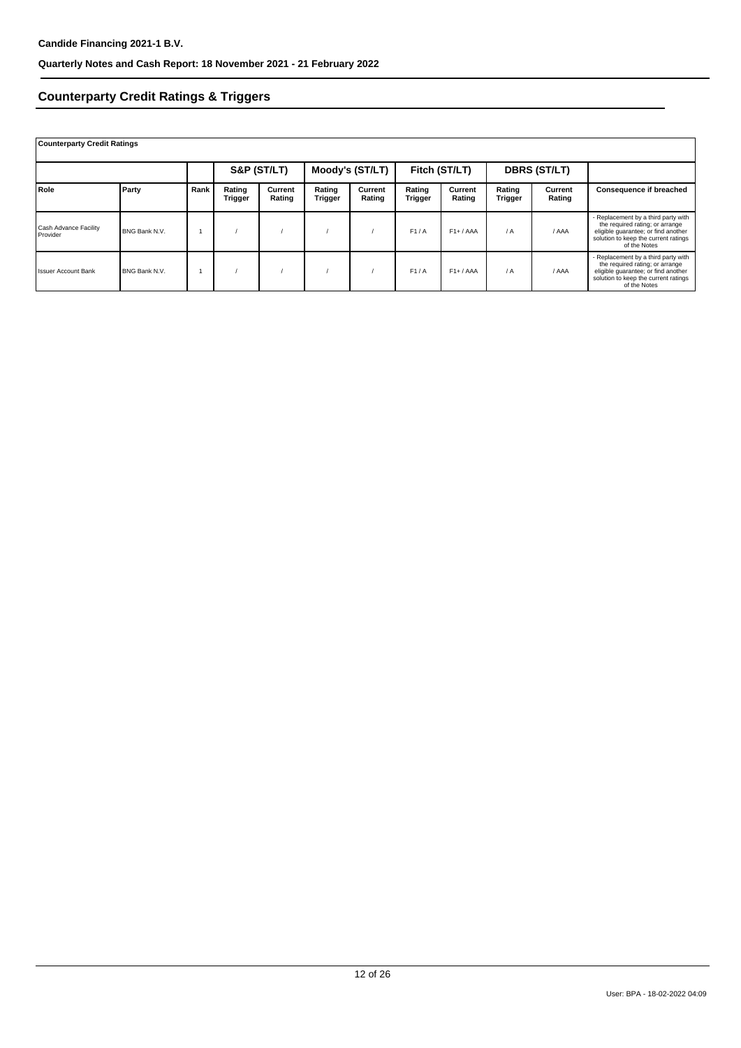**Candide Financing 2021-1 B.V.**

**Quarterly Notes and Cash Report: 18 November 2021 - 21 February 2022**

## Counterparty Credit Ratings & Triggers

**Counterparty Credit Ratings**

| | | | S&P (ST/LT) | | Moody's (ST/LT) | | Fitch (ST/LT) | | DBRS (ST/LT) | | |
|---|---|---|---|---|---|---|---|---|---|---|---|
| **Role** | **Party** | **Rank** | **Rating Trigger** | **Current Rating** | **Rating Trigger** | **Current Rating** | **Rating Trigger** | **Current Rating** | **Rating Trigger** | **Current Rating** | **Consequence if breached** |
| Cash Advance Facility Provider | BNG Bank N.V. | 1 | / | / | / | / | F1 / A | F1+ / AAA | / A | / AAA | - Replacement by a third party with the required rating; or arrange eligible guarantee; or find another solution to keep the current ratings of the Notes |
| Issuer Account Bank | BNG Bank N.V. | 1 | / | / | / | / | F1 / A | F1+ / AAA | / A | / AAA | - Replacement by a third party with the required rating; or arrange eligible guarantee; or find another solution to keep the current ratings of the Notes |

User: BPA - 18-02-2022 04:09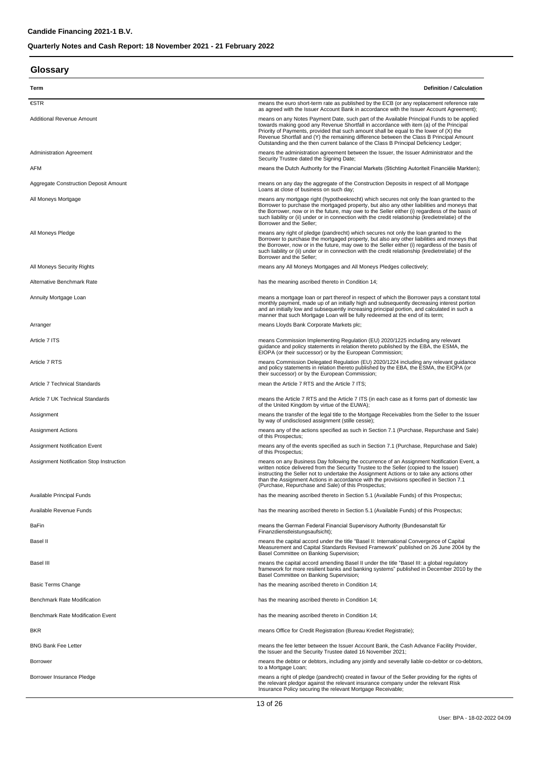**Candide Financing 2021-1 B.V.**

**Quarterly Notes and Cash Report: 18 November 2021 - 21 February 2022**

## Glossary

| Term | Definition / Calculation |
|---|---|
| €STR | means the euro short-term rate as published by the ECB (or any replacement reference rate as agreed with the Issuer Account Bank in accordance with the Issuer Account Agreement); |
| Additional Revenue Amount | means on any Notes Payment Date, such part of the Available Principal Funds to be applied towards making good any Revenue Shortfall in accordance with item (a) of the Principal Priority of Payments, provided that such amount shall be equal to the lower of (X) the Revenue Shortfall and (Y) the remaining difference between the Class B Principal Amount Outstanding and the then current balance of the Class B Principal Deficiency Ledger; |
| Administration Agreement | means the administration agreement between the Issuer, the Issuer Administrator and the Security Trustee dated the Signing Date; |
| AFM | means the Dutch Authority for the Financial Markets (Stichting Autoriteit Financiële Markten); |
| Aggregate Construction Deposit Amount | means on any day the aggregate of the Construction Deposits in respect of all Mortgage Loans at close of business on such day; |
| All Moneys Mortgage | means any mortgage right (hypotheekrecht) which secures not only the loan granted to the Borrower to purchase the mortgaged property, but also any other liabilities and moneys that the Borrower, now or in the future, may owe to the Seller either (i) regardless of the basis of such liability or (ii) under or in connection with the credit relationship (kredietrelatie) of the Borrower and the Seller; |
| All Moneys Pledge | means any right of pledge (pandrecht) which secures not only the loan granted to the Borrower to purchase the mortgaged property, but also any other liabilities and moneys that the Borrower, now or in the future, may owe to the Seller either (i) regardless of the basis of such liability or (ii) under or in connection with the credit relationship (kredietrelatie) of the Borrower and the Seller; |
| All Moneys Security Rights | means any All Moneys Mortgages and All Moneys Pledges collectively; |
| Alternative Benchmark Rate | has the meaning ascribed thereto in Condition 14; |
| Annuity Mortgage Loan | means a mortgage loan or part thereof in respect of which the Borrower pays a constant total monthly payment, made up of an initially high and subsequently decreasing interest portion and an initially low and subsequently increasing principal portion, and calculated in such a manner that such Mortgage Loan will be fully redeemed at the end of its term; |
| Arranger | means Lloyds Bank Corporate Markets plc; |
| Article 7 ITS | means Commission Implementing Regulation (EU) 2020/1225 including any relevant guidance and policy statements in relation thereto published by the EBA, the ESMA, the EIOPA (or their successor) or by the European Commission; |
| Article 7 RTS | means Commission Delegated Regulation (EU) 2020/1224 including any relevant guidance and policy statements in relation thereto published by the EBA, the ESMA, the EIOPA (or their successor) or by the European Commission; |
| Article 7 Technical Standards | mean the Article 7 RTS and the Article 7 ITS; |
| Article 7 UK Technical Standards | means the Article 7 RTS and the Article 7 ITS (in each case as it forms part of domestic law of the United Kingdom by virtue of the EUWA); |
| Assignment | means the transfer of the legal title to the Mortgage Receivables from the Seller to the Issuer by way of undisclosed assignment (stille cessie); |
| Assignment Actions | means any of the actions specified as such in Section 7.1 (Purchase, Repurchase and Sale) of this Prospectus; |
| Assignment Notification Event | means any of the events specified as such in Section 7.1 (Purchase, Repurchase and Sale) of this Prospectus; |
| Assignment Notification Stop Instruction | means on any Business Day following the occurrence of an Assignment Notification Event, a written notice delivered from the Security Trustee to the Seller (copied to the Issuer) instructing the Seller not to undertake the Assignment Actions or to take any actions other than the Assignment Actions in accordance with the provisions specified in Section 7.1 (Purchase, Repurchase and Sale) of this Prospectus; |
| Available Principal Funds | has the meaning ascribed thereto in Section 5.1 (Available Funds) of this Prospectus; |
| Available Revenue Funds | has the meaning ascribed thereto in Section 5.1 (Available Funds) of this Prospectus; |
| BaFin | means the German Federal Financial Supervisory Authority (Bundesanstalt für Finanzdienstleistungsaufsicht); |
| Basel II | means the capital accord under the title "Basel II: International Convergence of Capital Measurement and Capital Standards Revised Framework" published on 26 June 2004 by the Basel Committee on Banking Supervision; |
| Basel III | means the capital accord amending Basel II under the title "Basel III: a global regulatory framework for more resilient banks and banking systems" published in December 2010 by the Basel Committee on Banking Supervision; |
| Basic Terms Change | has the meaning ascribed thereto in Condition 14; |
| Benchmark Rate Modification | has the meaning ascribed thereto in Condition 14; |
| Benchmark Rate Modification Event | has the meaning ascribed thereto in Condition 14; |
| BKR | means Office for Credit Registration (Bureau Krediet Registratie); |
| BNG Bank Fee Letter | means the fee letter between the Issuer Account Bank, the Cash Advance Facility Provider, the Issuer and the Security Trustee dated 16 November 2021; |
| Borrower | means the debtor or debtors, including any jointly and severally liable co-debtor or co-debtors, to a Mortgage Loan; |
| Borrower Insurance Pledge | means a right of pledge (pandrecht) created in favour of the Seller providing for the rights of the relevant pledgor against the relevant insurance company under the relevant Risk Insurance Policy securing the relevant Mortgage Receivable; |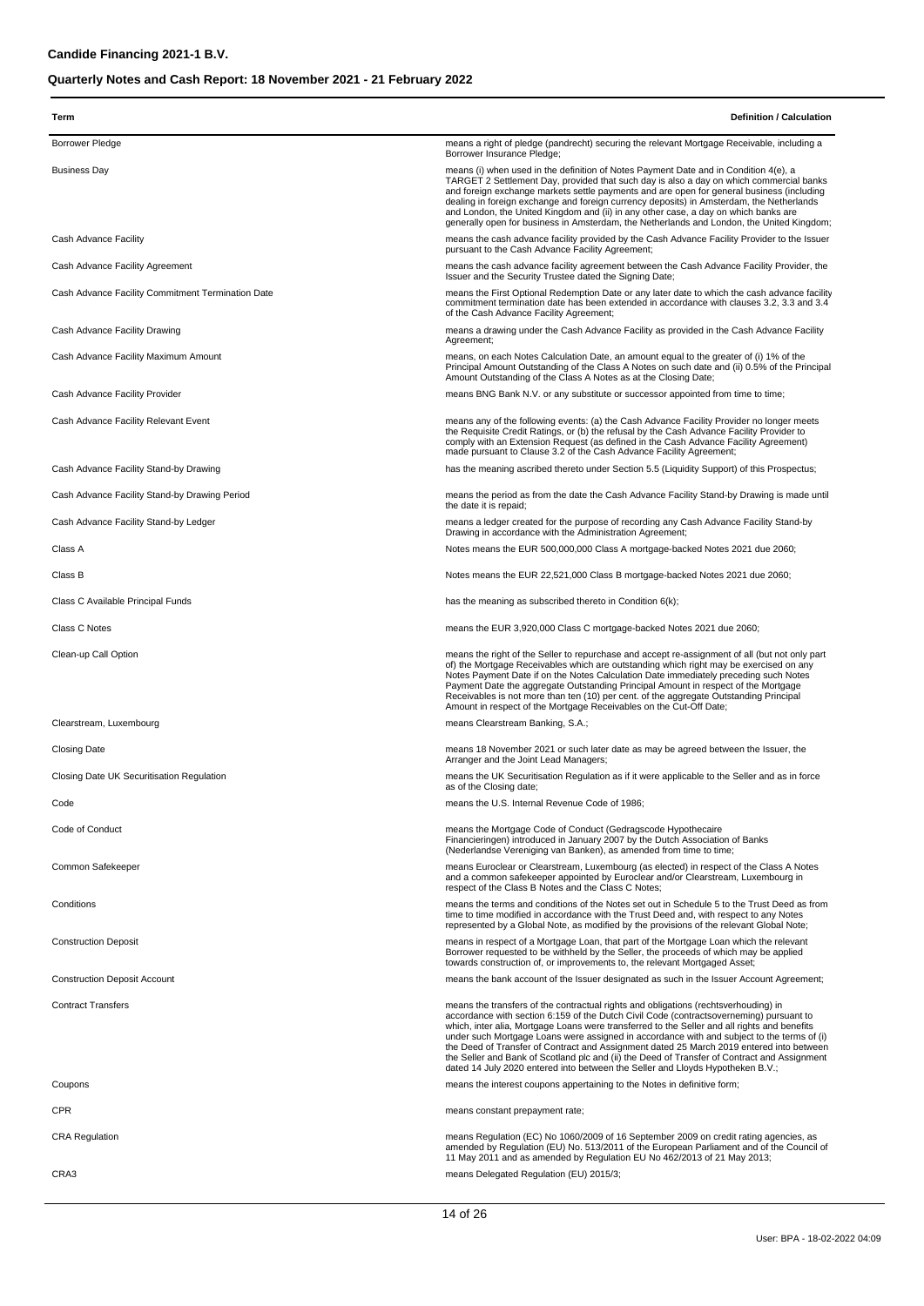| Term | Definition / Calculation |
|---|---|
| Borrower Pledge | means a right of pledge (pandrecht) securing the relevant Mortgage Receivable, including a Borrower Insurance Pledge; |
| Business Day | means (i) when used in the definition of Notes Payment Date and in Condition 4(e), a TARGET 2 Settlement Day, provided that such day is also a day on which commercial banks and foreign exchange markets settle payments and are open for general business (including dealing in foreign exchange and foreign currency deposits) in Amsterdam, the Netherlands and London, the United Kingdom and (ii) in any other case, a day on which banks are generally open for business in Amsterdam, the Netherlands and London, the United Kingdom; |
| Cash Advance Facility | means the cash advance facility provided by the Cash Advance Facility Provider to the Issuer pursuant to the Cash Advance Facility Agreement; |
| Cash Advance Facility Agreement | means the cash advance facility agreement between the Cash Advance Facility Provider, the Issuer and the Security Trustee dated the Signing Date; |
| Cash Advance Facility Commitment Termination Date | means the First Optional Redemption Date or any later date to which the cash advance facility commitment termination date has been extended in accordance with clauses 3.2, 3.3 and 3.4 of the Cash Advance Facility Agreement; |
| Cash Advance Facility Drawing | means a drawing under the Cash Advance Facility as provided in the Cash Advance Facility Agreement; |
| Cash Advance Facility Maximum Amount | means, on each Notes Calculation Date, an amount equal to the greater of (i) 1% of the Principal Amount Outstanding of the Class A Notes on such date and (ii) 0.5% of the Principal Amount Outstanding of the Class A Notes as at the Closing Date; |
| Cash Advance Facility Provider | means BNG Bank N.V. or any substitute or successor appointed from time to time; |
| Cash Advance Facility Relevant Event | means any of the following events: (a) the Cash Advance Facility Provider no longer meets the Requisite Credit Ratings, or (b) the refusal by the Cash Advance Facility Provider to comply with an Extension Request (as defined in the Cash Advance Facility Agreement) made pursuant to Clause 3.2 of the Cash Advance Facility Agreement; |
| Cash Advance Facility Stand-by Drawing | has the meaning ascribed thereto under Section 5.5 (Liquidity Support) of this Prospectus; |
| Cash Advance Facility Stand-by Drawing Period | means the period as from the date the Cash Advance Facility Stand-by Drawing is made until the date it is repaid; |
| Cash Advance Facility Stand-by Ledger | means a ledger created for the purpose of recording any Cash Advance Facility Stand-by Drawing in accordance with the Administration Agreement; |
| Class A | Notes means the EUR 500,000,000 Class A mortgage-backed Notes 2021 due 2060; |
| Class B | Notes means the EUR 22,521,000 Class B mortgage-backed Notes 2021 due 2060; |
| Class C Available Principal Funds | has the meaning as subscribed thereto in Condition 6(k); |
| Class C Notes | means the EUR 3,920,000 Class C mortgage-backed Notes 2021 due 2060; |
| Clean-up Call Option | means the right of the Seller to repurchase and accept re-assignment of all (but not only part of) the Mortgage Receivables which are outstanding which right may be exercised on any Notes Payment Date if on the Notes Calculation Date immediately preceding such Notes Payment Date the aggregate Outstanding Principal Amount in respect of the Mortgage Receivables is not more than ten (10) per cent. of the aggregate Outstanding Principal Amount in respect of the Mortgage Receivables on the Cut-Off Date; |
| Clearstream, Luxembourg | means Clearstream Banking, S.A.; |
| Closing Date | means 18 November 2021 or such later date as may be agreed between the Issuer, the Arranger and the Joint Lead Managers; |
| Closing Date UK Securitisation Regulation | means the UK Securitisation Regulation as if it were applicable to the Seller and as in force as of the Closing date; |
| Code | means the U.S. Internal Revenue Code of 1986; |
| Code of Conduct | means the Mortgage Code of Conduct (Gedragscode Hypothecaire Financieringen) introduced in January 2007 by the Dutch Association of Banks (Nederlandse Vereniging van Banken), as amended from time to time; |
| Common Safekeeper | means Euroclear or Clearstream, Luxembourg (as elected) in respect of the Class A Notes and a common safekeeper appointed by Euroclear and/or Clearstream, Luxembourg in respect of the Class B Notes and the Class C Notes; |
| Conditions | means the terms and conditions of the Notes set out in Schedule 5 to the Trust Deed as from time to time modified in accordance with the Trust Deed and, with respect to any Notes represented by a Global Note, as modified by the provisions of the relevant Global Note; |
| Construction Deposit | means in respect of a Mortgage Loan, that part of the Mortgage Loan which the relevant Borrower requested to be withheld by the Seller, the proceeds of which may be applied towards construction of, or improvements to, the relevant Mortgaged Asset; |
| Construction Deposit Account | means the bank account of the Issuer designated as such in the Issuer Account Agreement; |
| Contract Transfers | means the transfers of the contractual rights and obligations (rechtsverhouding) in accordance with section 6:159 of the Dutch Civil Code (contractsoverneming) pursuant to which, inter alia, Mortgage Loans were transferred to the Seller and all rights and benefits under such Mortgage Loans were assigned in accordance with and subject to the terms of (i) the Deed of Transfer of Contract and Assignment dated 25 March 2019 entered into between the Seller and Bank of Scotland plc and (ii) the Deed of Transfer of Contract and Assignment dated 14 July 2020 entered into between the Seller and Lloyds Hypotheken B.V.; |
| Coupons | means the interest coupons appertaining to the Notes in definitive form; |
| CPR | means constant prepayment rate; |
| CRA Regulation | means Regulation (EC) No 1060/2009 of 16 September 2009 on credit rating agencies, as amended by Regulation (EU) No. 513/2011 of the European Parliament and of the Council of 11 May 2011 and as amended by Regulation EU No 462/2013 of 21 May 2013; |
| CRA3 | means Delegated Regulation (EU) 2015/3; |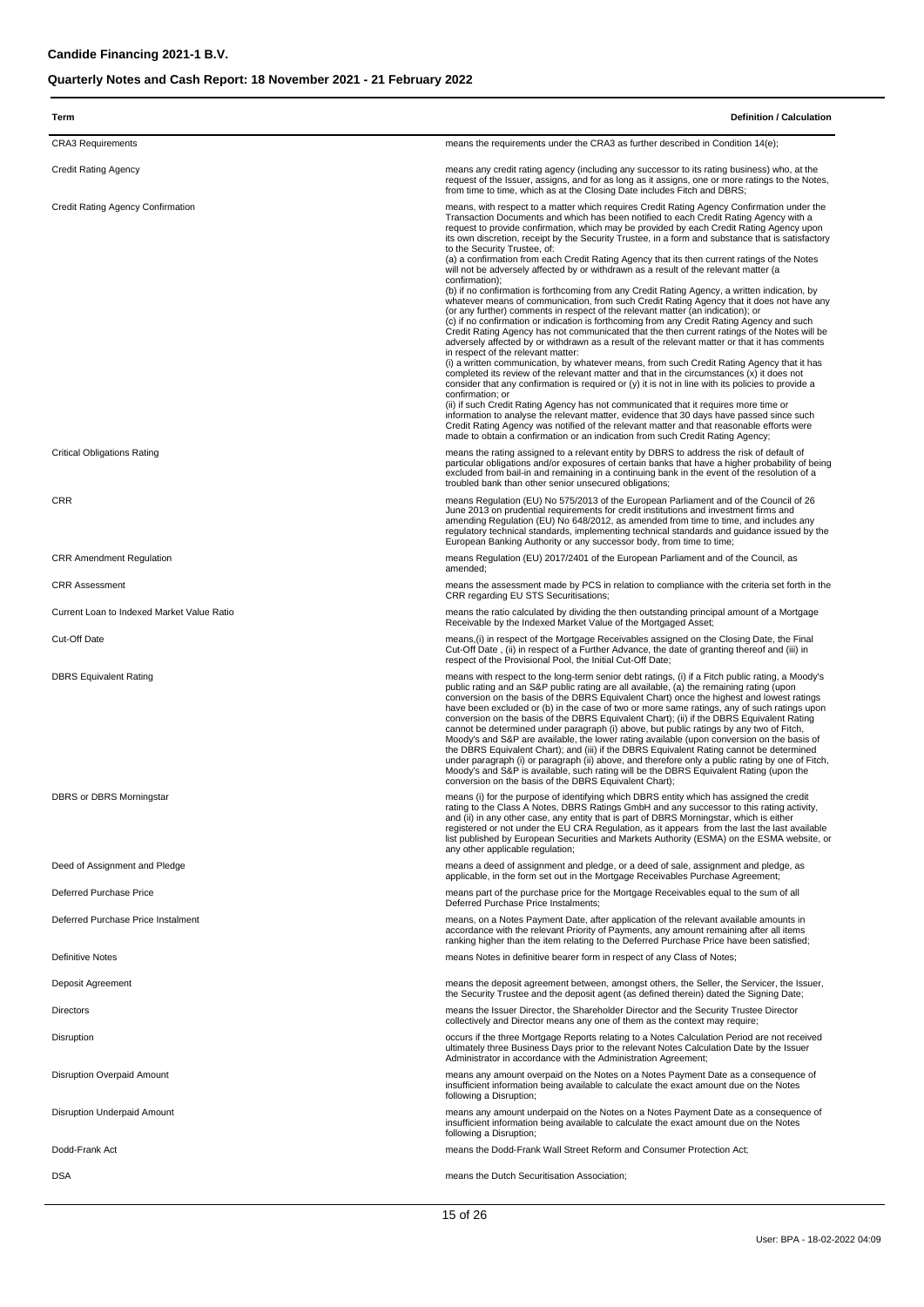| Term | Definition / Calculation |
| --- | --- |
| CRA3 Requirements | means the requirements under the CRA3 as further described in Condition 14(e); |
| Credit Rating Agency | means any credit rating agency (including any successor to its rating business) who, at the request of the Issuer, assigns, and for as long as it assigns, one or more ratings to the Notes, from time to time, which as at the Closing Date includes Fitch and DBRS; |
| Credit Rating Agency Confirmation | means, with respect to a matter which requires Credit Rating Agency Confirmation under the Transaction Documents and which has been notified to each Credit Rating Agency with a request to provide confirmation, which may be provided by each Credit Rating Agency upon its own discretion, receipt by the Security Trustee, in a form and substance that is satisfactory to the Security Trustee, of:<br>(a) a confirmation from each Credit Rating Agency that its then current ratings of the Notes will not be adversely affected by or withdrawn as a result of the relevant matter (a confirmation);<br>(b) if no confirmation is forthcoming from any Credit Rating Agency, a written indication, by whatever means of communication, from such Credit Rating Agency that it does not have any (or any further) comments in respect of the relevant matter (an indication); or<br>(c) if no confirmation or indication is forthcoming from any Credit Rating Agency and such Credit Rating Agency has not communicated that the then current ratings of the Notes will be adversely affected by or withdrawn as a result of the relevant matter or that it has comments in respect of the relevant matter:<br>(i) a written communication, by whatever means, from such Credit Rating Agency that it has completed its review of the relevant matter and that in the circumstances (x) it does not consider that any confirmation is required or (y) it is not in line with its policies to provide a confirmation; or<br>(ii) if such Credit Rating Agency has not communicated that it requires more time or information to analyse the relevant matter, evidence that 30 days have passed since such Credit Rating Agency was notified of the relevant matter and that reasonable efforts were made to obtain a confirmation or an indication from such Credit Rating Agency; |
| Critical Obligations Rating | means the rating assigned to a relevant entity by DBRS to address the risk of default of particular obligations and/or exposures of certain banks that have a higher probability of being excluded from bail-in and remaining in a continuing bank in the event of the resolution of a troubled bank than other senior unsecured obligations; |
| CRR | means Regulation (EU) No 575/2013 of the European Parliament and of the Council of 26 June 2013 on prudential requirements for credit institutions and investment firms and amending Regulation (EU) No 648/2012, as amended from time to time, and includes any regulatory technical standards, implementing technical standards and guidance issued by the European Banking Authority or any successor body, from time to time; |
| CRR Amendment Regulation | means Regulation (EU) 2017/2401 of the European Parliament and of the Council, as amended; |
| CRR Assessment | means the assessment made by PCS in relation to compliance with the criteria set forth in the CRR regarding EU STS Securitisations; |
| Current Loan to Indexed Market Value Ratio | means the ratio calculated by dividing the then outstanding principal amount of a Mortgage Receivable by the Indexed Market Value of the Mortgaged Asset; |
| Cut-Off Date | means,(i) in respect of the Mortgage Receivables assigned on the Closing Date, the Final Cut-Off Date , (ii) in respect of a Further Advance, the date of granting thereof and (iii) in respect of the Provisional Pool, the Initial Cut-Off Date; |
| DBRS Equivalent Rating | means with respect to the long-term senior debt ratings, (i) if a Fitch public rating, a Moody's public rating and an S&P public rating are all available, (a) the remaining rating (upon conversion on the basis of the DBRS Equivalent Chart) once the highest and lowest ratings have been excluded or (b) in the case of two or more same ratings, any of such ratings upon conversion on the basis of the DBRS Equivalent Chart); (ii) if the DBRS Equivalent Rating cannot be determined under paragraph (i) above, but public ratings by any two of Fitch, Moody's and S&P are available, the lower rating available (upon conversion on the basis of the DBRS Equivalent Chart); and (iii) if the DBRS Equivalent Rating cannot be determined under paragraph (i) or paragraph (ii) above, and therefore only a public rating by one of Fitch, Moody's and S&P is available, such rating will be the DBRS Equivalent Rating (upon the conversion on the basis of the DBRS Equivalent Chart); |
| DBRS or DBRS Morningstar | means (i) for the purpose of identifying which DBRS entity which has assigned the credit rating to the Class A Notes, DBRS Ratings GmbH and any successor to this rating activity, and (ii) in any other case, any entity that is part of DBRS Morningstar, which is either registered or not under the EU CRA Regulation, as it appears from the last the last available list published by European Securities and Markets Authority (ESMA) on the ESMA website, or any other applicable regulation; |
| Deed of Assignment and Pledge | means a deed of assignment and pledge, or a deed of sale, assignment and pledge, as applicable, in the form set out in the Mortgage Receivables Purchase Agreement; |
| Deferred Purchase Price | means part of the purchase price for the Mortgage Receivables equal to the sum of all Deferred Purchase Price Instalments; |
| Deferred Purchase Price Instalment | means, on a Notes Payment Date, after application of the relevant available amounts in accordance with the relevant Priority of Payments, any amount remaining after all items ranking higher than the item relating to the Deferred Purchase Price have been satisfied; |
| Definitive Notes | means Notes in definitive bearer form in respect of any Class of Notes; |
| Deposit Agreement | means the deposit agreement between, amongst others, the Seller, the Servicer, the Issuer, the Security Trustee and the deposit agent (as defined therein) dated the Signing Date; |
| Directors | means the Issuer Director, the Shareholder Director and the Security Trustee Director collectively and Director means any one of them as the context may require; |
| Disruption | occurs if the three Mortgage Reports relating to a Notes Calculation Period are not received ultimately three Business Days prior to the relevant Notes Calculation Date by the Issuer Administrator in accordance with the Administration Agreement; |
| Disruption Overpaid Amount | means any amount overpaid on the Notes on a Notes Payment Date as a consequence of insufficient information being available to calculate the exact amount due on the Notes following a Disruption; |
| Disruption Underpaid Amount | means any amount underpaid on the Notes on a Notes Payment Date as a consequence of insufficient information being available to calculate the exact amount due on the Notes following a Disruption; |
| Dodd-Frank Act | means the Dodd-Frank Wall Street Reform and Consumer Protection Act; |
| DSA | means the Dutch Securitisation Association; |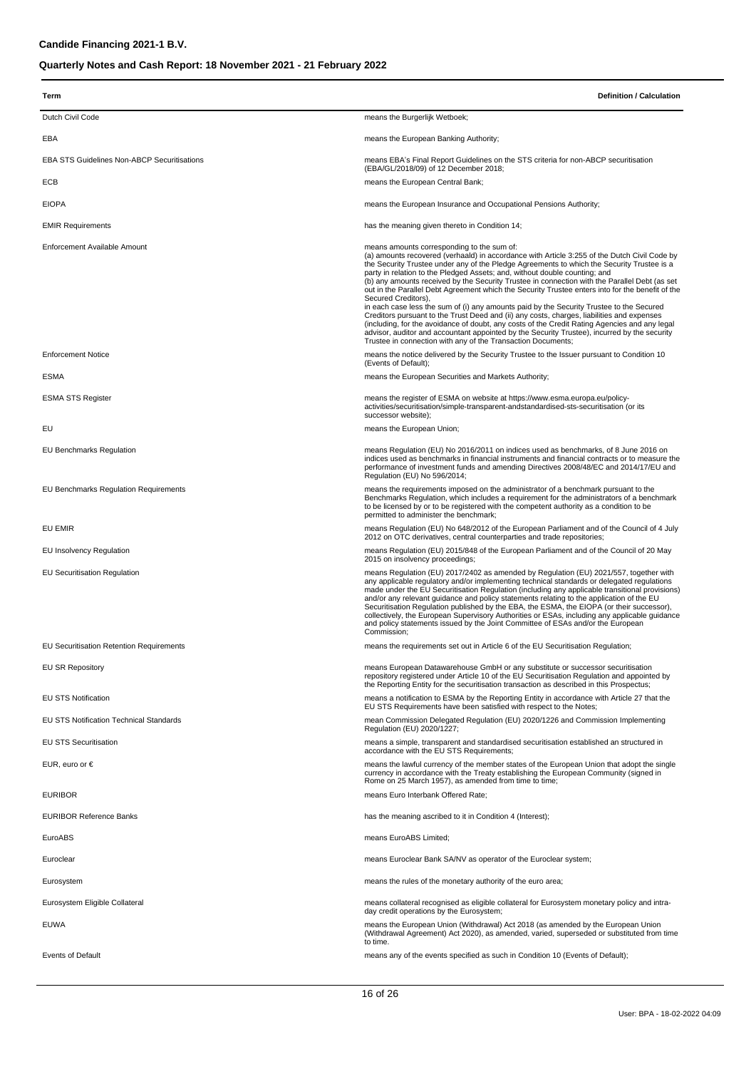| Term | Definition / Calculation |
|---|---|
| Dutch Civil Code | means the Burgerlijk Wetboek; |
| EBA | means the European Banking Authority; |
| EBA STS Guidelines Non-ABCP Securitisations | means EBA's Final Report Guidelines on the STS criteria for non-ABCP securitisation (EBA/GL/2018/09) of 12 December 2018; |
| ECB | means the European Central Bank; |
| EIOPA | means the European Insurance and Occupational Pensions Authority; |
| EMIR Requirements | has the meaning given thereto in Condition 14; |
| Enforcement Available Amount | means amounts corresponding to the sum of:<br>(a) amounts recovered (verhaald) in accordance with Article 3:255 of the Dutch Civil Code by the Security Trustee under any of the Pledge Agreements to which the Security Trustee is a party in relation to the Pledged Assets; and, without double counting; and<br>(b) any amounts received by the Security Trustee in connection with the Parallel Debt (as set out in the Parallel Debt Agreement which the Security Trustee enters into for the benefit of the Secured Creditors),<br>in each case less the sum of (i) any amounts paid by the Security Trustee to the Secured Creditors pursuant to the Trust Deed and (ii) any costs, charges, liabilities and expenses (including, for the avoidance of doubt, any costs of the Credit Rating Agencies and any legal advisor, auditor and accountant appointed by the Security Trustee), incurred by the security Trustee in connection with any of the Transaction Documents; |
| Enforcement Notice | means the notice delivered by the Security Trustee to the Issuer pursuant to Condition 10 (Events of Default); |
| ESMA | means the European Securities and Markets Authority; |
| ESMA STS Register | means the register of ESMA on website at https://www.esma.europa.eu/policy-activities/securitisation/simple-transparent-andstandardised-sts-securitisation (or its successor website); |
| EU | means the European Union; |
| EU Benchmarks Regulation | means Regulation (EU) No 2016/2011 on indices used as benchmarks, of 8 June 2016 on indices used as benchmarks in financial instruments and financial contracts or to measure the performance of investment funds and amending Directives 2008/48/EC and 2014/17/EU and Regulation (EU) No 596/2014; |
| EU Benchmarks Regulation Requirements | means the requirements imposed on the administrator of a benchmark pursuant to the Benchmarks Regulation, which includes a requirement for the administrators of a benchmark to be licensed by or to be registered with the competent authority as a condition to be permitted to administer the benchmark; |
| EU EMIR | means Regulation (EU) No 648/2012 of the European Parliament and of the Council of 4 July 2012 on OTC derivatives, central counterparties and trade repositories; |
| EU Insolvency Regulation | means Regulation (EU) 2015/848 of the European Parliament and of the Council of 20 May 2015 on insolvency proceedings; |
| EU Securitisation Regulation | means Regulation (EU) 2017/2402 as amended by Regulation (EU) 2021/557, together with any applicable regulatory and/or implementing technical standards or delegated regulations made under the EU Securitisation Regulation (including any applicable transitional provisions) and/or any relevant guidance and policy statements relating to the application of the EU Securitisation Regulation published by the EBA, the ESMA, the EIOPA (or their successor), collectively, the European Supervisory Authorities or ESAs, including any applicable guidance and policy statements issued by the Joint Committee of ESAs and/or the European Commission; |
| EU Securitisation Retention Requirements | means the requirements set out in Article 6 of the EU Securitisation Regulation; |
| EU SR Repository | means European Datawarehouse GmbH or any substitute or successor securitisation repository registered under Article 10 of the EU Securitisation Regulation and appointed by the Reporting Entity for the securitisation transaction as described in this Prospectus; |
| EU STS Notification | means a notification to ESMA by the Reporting Entity in accordance with Article 27 that the EU STS Requirements have been satisfied with respect to the Notes; |
| EU STS Notification Technical Standards | mean Commission Delegated Regulation (EU) 2020/1226 and Commission Implementing Regulation (EU) 2020/1227; |
| EU STS Securitisation | means a simple, transparent and standardised securitisation established an structured in accordance with the EU STS Requirements; |
| EUR, euro or € | means the lawful currency of the member states of the European Union that adopt the single currency in accordance with the Treaty establishing the European Community (signed in Rome on 25 March 1957), as amended from time to time; |
| EURIBOR | means Euro Interbank Offered Rate; |
| EURIBOR Reference Banks | has the meaning ascribed to it in Condition 4 (Interest); |
| EuroABS | means EuroABS Limited; |
| Euroclear | means Euroclear Bank SA/NV as operator of the Euroclear system; |
| Eurosystem | means the rules of the monetary authority of the euro area; |
| Eurosystem Eligible Collateral | means collateral recognised as eligible collateral for Eurosystem monetary policy and intra-day credit operations by the Eurosystem; |
| EUWA | means the European Union (Withdrawal) Act 2018 (as amended by the European Union (Withdrawal Agreement) Act 2020), as amended, varied, superseded or substituted from time to time. |
| Events of Default | means any of the events specified as such in Condition 10 (Events of Default); |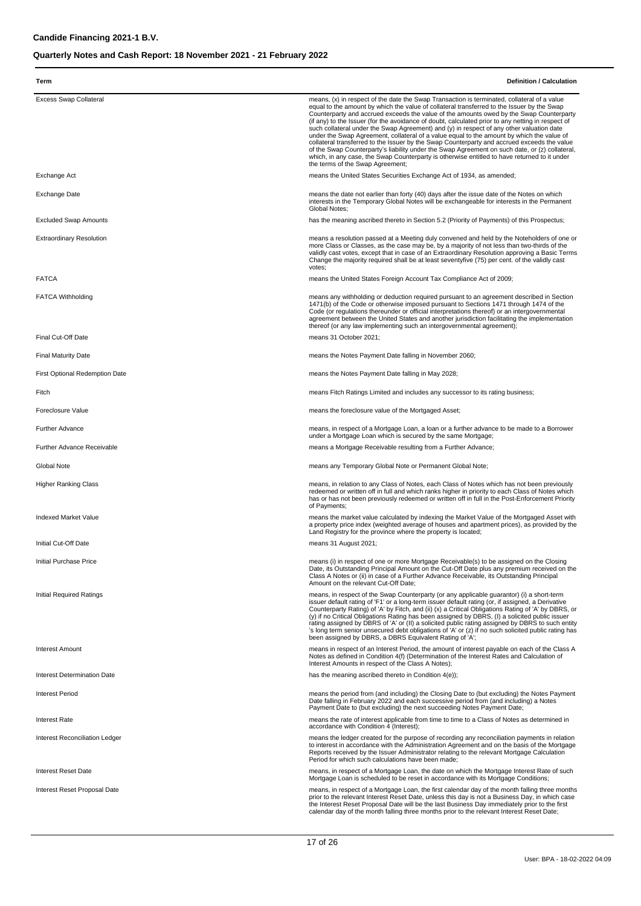| Term | Definition / Calculation |
|---|---|
| Excess Swap Collateral | means, (x) in respect of the date the Swap Transaction is terminated, collateral of a value equal to the amount by which the value of collateral transferred to the Issuer by the Swap Counterparty and accrued exceeds the value of the amounts owed by the Swap Counterparty (if any) to the Issuer (for the avoidance of doubt, calculated prior to any netting in respect of such collateral under the Swap Agreement) and (y) in respect of any other valuation date under the Swap Agreement, collateral of a value equal to the amount by which the value of collateral transferred to the Issuer by the Swap Counterparty and accrued exceeds the value of the Swap Counterparty's liability under the Swap Agreement on such date, or (z) collateral, which, in any case, the Swap Counterparty is otherwise entitled to have returned to it under the terms of the Swap Agreement; |
| Exchange Act | means the United States Securities Exchange Act of 1934, as amended; |
| Exchange Date | means the date not earlier than forty (40) days after the issue date of the Notes on which interests in the Temporary Global Notes will be exchangeable for interests in the Permanent Global Notes; |
| Excluded Swap Amounts | has the meaning ascribed thereto in Section 5.2 (Priority of Payments) of this Prospectus; |
| Extraordinary Resolution | means a resolution passed at a Meeting duly convened and held by the Noteholders of one or more Class or Classes, as the case may be, by a majority of not less than two-thirds of the validly cast votes, except that in case of an Extraordinary Resolution approving a Basic Terms Change the majority required shall be at least seventyfive (75) per cent. of the validly cast votes; |
| FATCA | means the United States Foreign Account Tax Compliance Act of 2009; |
| FATCA Withholding | means any withholding or deduction required pursuant to an agreement described in Section 1471(b) of the Code or otherwise imposed pursuant to Sections 1471 through 1474 of the Code (or regulations thereunder or official interpretations thereof) or an intergovernmental agreement between the United States and another jurisdiction facilitating the implementation thereof (or any law implementing such an intergovernmental agreement); |
| Final Cut-Off Date | means 31 October 2021; |
| Final Maturity Date | means the Notes Payment Date falling in November 2060; |
| First Optional Redemption Date | means the Notes Payment Date falling in May 2028; |
| Fitch | means Fitch Ratings Limited and includes any successor to its rating business; |
| Foreclosure Value | means the foreclosure value of the Mortgaged Asset; |
| Further Advance | means, in respect of a Mortgage Loan, a loan or a further advance to be made to a Borrower under a Mortgage Loan which is secured by the same Mortgage; |
| Further Advance Receivable | means a Mortgage Receivable resulting from a Further Advance; |
| Global Note | means any Temporary Global Note or Permanent Global Note; |
| Higher Ranking Class | means, in relation to any Class of Notes, each Class of Notes which has not been previously redeemed or written off in full and which ranks higher in priority to each Class of Notes which has or has not been previously redeemed or written off in full in the Post-Enforcement Priority of Payments; |
| Indexed Market Value | means the market value calculated by indexing the Market Value of the Mortgaged Asset with a property price index (weighted average of houses and apartment prices), as provided by the Land Registry for the province where the property is located; |
| Initial Cut-Off Date | means 31 August 2021; |
| Initial Purchase Price | means (i) in respect of one or more Mortgage Receivable(s) to be assigned on the Closing Date, its Outstanding Principal Amount on the Cut-Off Date plus any premium received on the Class A Notes or (ii) in case of a Further Advance Receivable, its Outstanding Principal Amount on the relevant Cut-Off Date; |
| Initial Required Ratings | means, in respect of the Swap Counterparty (or any applicable guarantor) (i) a short-term issuer default rating of 'F1' or a long-term issuer default rating (or, if assigned, a Derivative Counterparty Rating) of 'A' by Fitch, and (ii) (x) a Critical Obligations Rating of 'A' by DBRS, or (y) if no Critical Obligations Rating has been assigned by DBRS, (I) a solicited public issuer rating assigned by DBRS of 'A' or (II) a solicited public rating assigned by DBRS to such entity 's long term senior unsecured debt obligations of 'A' or (z) if no such solicited public rating has been assigned by DBRS, a DBRS Equivalent Rating of 'A'; |
| Interest Amount | means in respect of an Interest Period, the amount of interest payable on each of the Class A Notes as defined in Condition 4(f) (Determination of the Interest Rates and Calculation of Interest Amounts in respect of the Class A Notes); |
| Interest Determination Date | has the meaning ascribed thereto in Condition 4(e)); |
| Interest Period | means the period from (and including) the Closing Date to (but excluding) the Notes Payment Date falling in February 2022 and each successive period from (and including) a Notes Payment Date to (but excluding) the next succeeding Notes Payment Date; |
| Interest Rate | means the rate of interest applicable from time to time to a Class of Notes as determined in accordance with Condition 4 (Interest); |
| Interest Reconciliation Ledger | means the ledger created for the purpose of recording any reconciliation payments in relation to interest in accordance with the Administration Agreement and on the basis of the Mortgage Reports received by the Issuer Administrator relating to the relevant Mortgage Calculation Period for which such calculations have been made; |
| Interest Reset Date | means, in respect of a Mortgage Loan, the date on which the Mortgage Interest Rate of such Mortgage Loan is scheduled to be reset in accordance with its Mortgage Conditions; |
| Interest Reset Proposal Date | means, in respect of a Mortgage Loan, the first calendar day of the month falling three months prior to the relevant Interest Reset Date, unless this day is not a Business Day, in which case the Interest Reset Proposal Date will be the last Business Day immediately prior to the first calendar day of the month falling three months prior to the relevant Interest Reset Date; |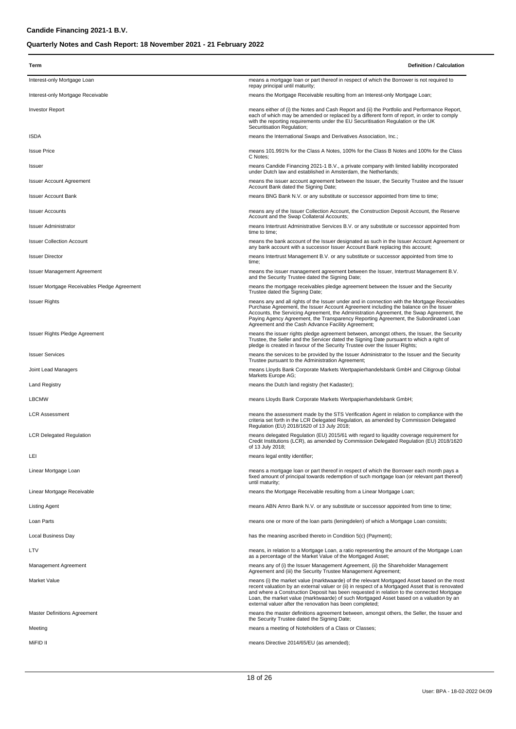**Candide Financing 2021-1 B.V.**

**Quarterly Notes and Cash Report: 18 November 2021 - 21 February 2022**

| Term | Definition / Calculation |
|---|---|
| Interest-only Mortgage Loan | means a mortgage loan or part thereof in respect of which the Borrower is not required to repay principal until maturity; |
| Interest-only Mortgage Receivable | means the Mortgage Receivable resulting from an Interest-only Mortgage Loan; |
| Investor Report | means either of (i) the Notes and Cash Report and (ii) the Portfolio and Performance Report, each of which may be amended or replaced by a different form of report, in order to comply with the reporting requirements under the EU Securitisation Regulation or the UK Securitisation Regulation; |
| ISDA | means the International Swaps and Derivatives Association, Inc.; |
| Issue Price | means 101.991% for the Class A Notes, 100% for the Class B Notes and 100% for the Class C Notes; |
| Issuer | means Candide Financing 2021-1 B.V., a private company with limited liability incorporated under Dutch law and established in Amsterdam, the Netherlands; |
| Issuer Account Agreement | means the issuer account agreement between the Issuer, the Security Trustee and the Issuer Account Bank dated the Signing Date; |
| Issuer Account Bank | means BNG Bank N.V. or any substitute or successor appointed from time to time; |
| Issuer Accounts | means any of the Issuer Collection Account, the Construction Deposit Account, the Reserve Account and the Swap Collateral Accounts; |
| Issuer Administrator | means Intertrust Administrative Services B.V. or any substitute or successor appointed from time to time; |
| Issuer Collection Account | means the bank account of the Issuer designated as such in the Issuer Account Agreement or any bank account with a successor Issuer Account Bank replacing this account; |
| Issuer Director | means Intertrust Management B.V. or any substitute or successor appointed from time to time; |
| Issuer Management Agreement | means the issuer management agreement between the Issuer, Intertrust Management B.V. and the Security Trustee dated the Signing Date; |
| Issuer Mortgage Receivables Pledge Agreement | means the mortgage receivables pledge agreement between the Issuer and the Security Trustee dated the Signing Date; |
| Issuer Rights | means any and all rights of the Issuer under and in connection with the Mortgage Receivables Purchase Agreement, the Issuer Account Agreement including the balance on the Issuer Accounts, the Servicing Agreement, the Administration Agreement, the Swap Agreement, the Paying Agency Agreement, the Transparency Reporting Agreement, the Subordinated Loan Agreement and the Cash Advance Facility Agreement; |
| Issuer Rights Pledge Agreement | means the issuer rights pledge agreement between, amongst others, the Issuer, the Security Trustee, the Seller and the Servicer dated the Signing Date pursuant to which a right of pledge is created in favour of the Security Trustee over the Issuer Rights; |
| Issuer Services | means the services to be provided by the Issuer Administrator to the Issuer and the Security Trustee pursuant to the Administration Agreement; |
| Joint Lead Managers | means Lloyds Bank Corporate Markets Wertpapierhandelsbank GmbH and Citigroup Global Markets Europe AG; |
| Land Registry | means the Dutch land registry (het Kadaster); |
| LBCMW | means Lloyds Bank Corporate Markets Wertpapierhandelsbank GmbH; |
| LCR Assessment | means the assessment made by the STS Verification Agent in relation to compliance with the criteria set forth in the LCR Delegated Regulation, as amended by Commission Delegated Regulation (EU) 2018/1620 of 13 July 2018; |
| LCR Delegated Regulation | means delegated Regulation (EU) 2015/61 with regard to liquidity coverage requirement for Credit Institutions (LCR), as amended by Commission Delegated Regulation (EU) 2018/1620 of 13 July 2018; |
| LEI | means legal entity identifier; |
| Linear Mortgage Loan | means a mortgage loan or part thereof in respect of which the Borrower each month pays a fixed amount of principal towards redemption of such mortgage loan (or relevant part thereof) until maturity; |
| Linear Mortgage Receivable | means the Mortgage Receivable resulting from a Linear Mortgage Loan; |
| Listing Agent | means ABN Amro Bank N.V. or any substitute or successor appointed from time to time; |
| Loan Parts | means one or more of the loan parts (leningdelen) of which a Mortgage Loan consists; |
| Local Business Day | has the meaning ascribed thereto in Condition 5(c) (Payment); |
| LTV | means, in relation to a Mortgage Loan, a ratio representing the amount of the Mortgage Loan as a percentage of the Market Value of the Mortgaged Asset; |
| Management Agreement | means any of (i) the Issuer Management Agreement, (ii) the Shareholder Management Agreement and (iii) the Security Trustee Management Agreement; |
| Market Value | means (i) the market value (marktwaarde) of the relevant Mortgaged Asset based on the most recent valuation by an external valuer or (ii) in respect of a Mortgaged Asset that is renovated and where a Construction Deposit has been requested in relation to the connected Mortgage Loan, the market value (marktwaarde) of such Mortgaged Asset based on a valuation by an external valuer after the renovation has been completed; |
| Master Definitions Agreement | means the master definitions agreement between, amongst others, the Seller, the Issuer and the Security Trustee dated the Signing Date; |
| Meeting | means a meeting of Noteholders of a Class or Classes; |
| MiFID II | means Directive 2014/65/EU (as amended); |

User: BPA - 18-02-2022 04:09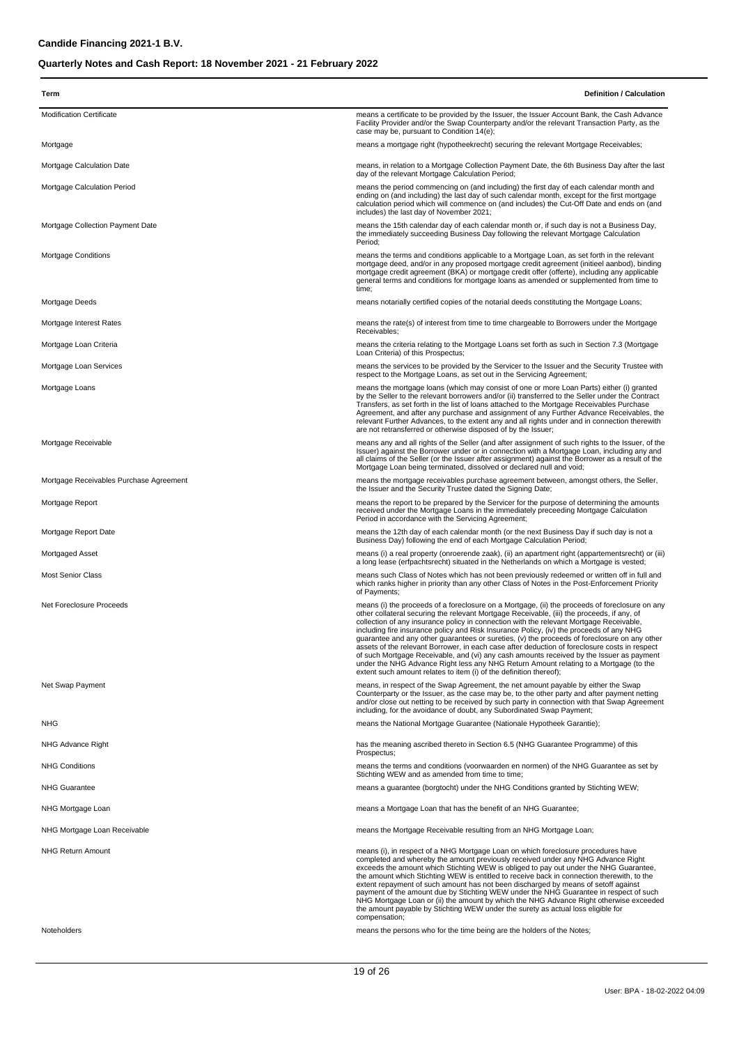| Term | Definition / Calculation |
|---|---|
| Modification Certificate | means a certificate to be provided by the Issuer, the Issuer Account Bank, the Cash Advance Facility Provider and/or the Swap Counterparty and/or the relevant Transaction Party, as the case may be, pursuant to Condition 14(e); |
| Mortgage | means a mortgage right (hypotheekrecht) securing the relevant Mortgage Receivables; |
| Mortgage Calculation Date | means, in relation to a Mortgage Collection Payment Date, the 6th Business Day after the last day of the relevant Mortgage Calculation Period; |
| Mortgage Calculation Period | means the period commencing on (and including) the first day of each calendar month and ending on (and including) the last day of such calendar month, except for the first mortgage calculation period which will commence on (and includes) the Cut-Off Date and ends on (and includes) the last day of November 2021; |
| Mortgage Collection Payment Date | means the 15th calendar day of each calendar month or, if such day is not a Business Day, the immediately succeeding Business Day following the relevant Mortgage Calculation Period; |
| Mortgage Conditions | means the terms and conditions applicable to a Mortgage Loan, as set forth in the relevant mortgage deed, and/or in any proposed mortgage credit agreement (initieel aanbod), binding mortgage credit agreement (BKA) or mortgage credit offer (offerte), including any applicable general terms and conditions for mortgage loans as amended or supplemented from time to time; |
| Mortgage Deeds | means notarially certified copies of the notarial deeds constituting the Mortgage Loans; |
| Mortgage Interest Rates | means the rate(s) of interest from time to time chargeable to Borrowers under the Mortgage Receivables; |
| Mortgage Loan Criteria | means the criteria relating to the Mortgage Loans set forth as such in Section 7.3 (Mortgage Loan Criteria) of this Prospectus; |
| Mortgage Loan Services | means the services to be provided by the Servicer to the Issuer and the Security Trustee with respect to the Mortgage Loans, as set out in the Servicing Agreement; |
| Mortgage Loans | means the mortgage loans (which may consist of one or more Loan Parts) either (i) granted by the Seller to the relevant borrowers and/or (ii) transferred to the Seller under the Contract Transfers, as set forth in the list of loans attached to the Mortgage Receivables Purchase Agreement, and after any purchase and assignment of any Further Advance Receivables, the relevant Further Advances, to the extent any and all rights under and in connection therewith are not retransferred or otherwise disposed of by the Issuer; |
| Mortgage Receivable | means any and all rights of the Seller (and after assignment of such rights to the Issuer, of the Issuer) against the Borrower under or in connection with a Mortgage Loan, including any and all claims of the Seller (or the Issuer after assignment) against the Borrower as a result of the Mortgage Loan being terminated, dissolved or declared null and void; |
| Mortgage Receivables Purchase Agreement | means the mortgage receivables purchase agreement between, amongst others, the Seller, the Issuer and the Security Trustee dated the Signing Date; |
| Mortgage Report | means the report to be prepared by the Servicer for the purpose of determining the amounts received under the Mortgage Loans in the immediately preceeding Mortgage Calculation Period in accordance with the Servicing Agreement; |
| Mortgage Report Date | means the 12th day of each calendar month (or the next Business Day if such day is not a Business Day) following the end of each Mortgage Calculation Period; |
| Mortgaged Asset | means (i) a real property (onroerende zaak), (ii) an apartment right (appartementsrecht) or (iii) a long lease (erfpachtsrecht) situated in the Netherlands on which a Mortgage is vested; |
| Most Senior Class | means such Class of Notes which has not been previously redeemed or written off in full and which ranks higher in priority than any other Class of Notes in the Post-Enforcement Priority of Payments; |
| Net Foreclosure Proceeds | means (i) the proceeds of a foreclosure on a Mortgage, (ii) the proceeds of foreclosure on any other collateral securing the relevant Mortgage Receivable, (iii) the proceeds, if any, of collection of any insurance policy in connection with the relevant Mortgage Receivable, including fire insurance policy and Risk Insurance Policy, (iv) the proceeds of any NHG guarantee and any other guarantees or sureties, (v) the proceeds of foreclosure on any other assets of the relevant Borrower, in each case after deduction of foreclosure costs in respect of such Mortgage Receivable, and (vi) any cash amounts received by the Issuer as payment under the NHG Advance Right less any NHG Return Amount relating to a Mortgage (to the extent such amount relates to item (i) of the definition thereof); |
| Net Swap Payment | means, in respect of the Swap Agreement, the net amount payable by either the Swap Counterparty or the Issuer, as the case may be, to the other party and after payment netting and/or close out netting to be received by such party in connection with that Swap Agreement including, for the avoidance of doubt, any Subordinated Swap Payment; |
| NHG | means the National Mortgage Guarantee (Nationale Hypotheek Garantie); |
| NHG Advance Right | has the meaning ascribed thereto in Section 6.5 (NHG Guarantee Programme) of this Prospectus; |
| NHG Conditions | means the terms and conditions (voorwaarden en normen) of the NHG Guarantee as set by Stichting WEW and as amended from time to time; |
| NHG Guarantee | means a guarantee (borgtocht) under the NHG Conditions granted by Stichting WEW; |
| NHG Mortgage Loan | means a Mortgage Loan that has the benefit of an NHG Guarantee; |
| NHG Mortgage Loan Receivable | means the Mortgage Receivable resulting from an NHG Mortgage Loan; |
| NHG Return Amount | means (i), in respect of a NHG Mortgage Loan on which foreclosure procedures have completed and whereby the amount previously received under any NHG Advance Right exceeds the amount which Stichting WEW is obliged to pay out under the NHG Guarantee, the amount which Stichting WEW is entitled to receive back in connection therewith, to the extent repayment of such amount has not been discharged by means of setoff against payment of the amount due by Stichting WEW under the NHG Guarantee in respect of such NHG Mortgage Loan or (ii) the amount by which the NHG Advance Right otherwise exceeded the amount payable by Stichting WEW under the surety as actual loss eligible for compensation; |
| Noteholders | means the persons who for the time being are the holders of the Notes; |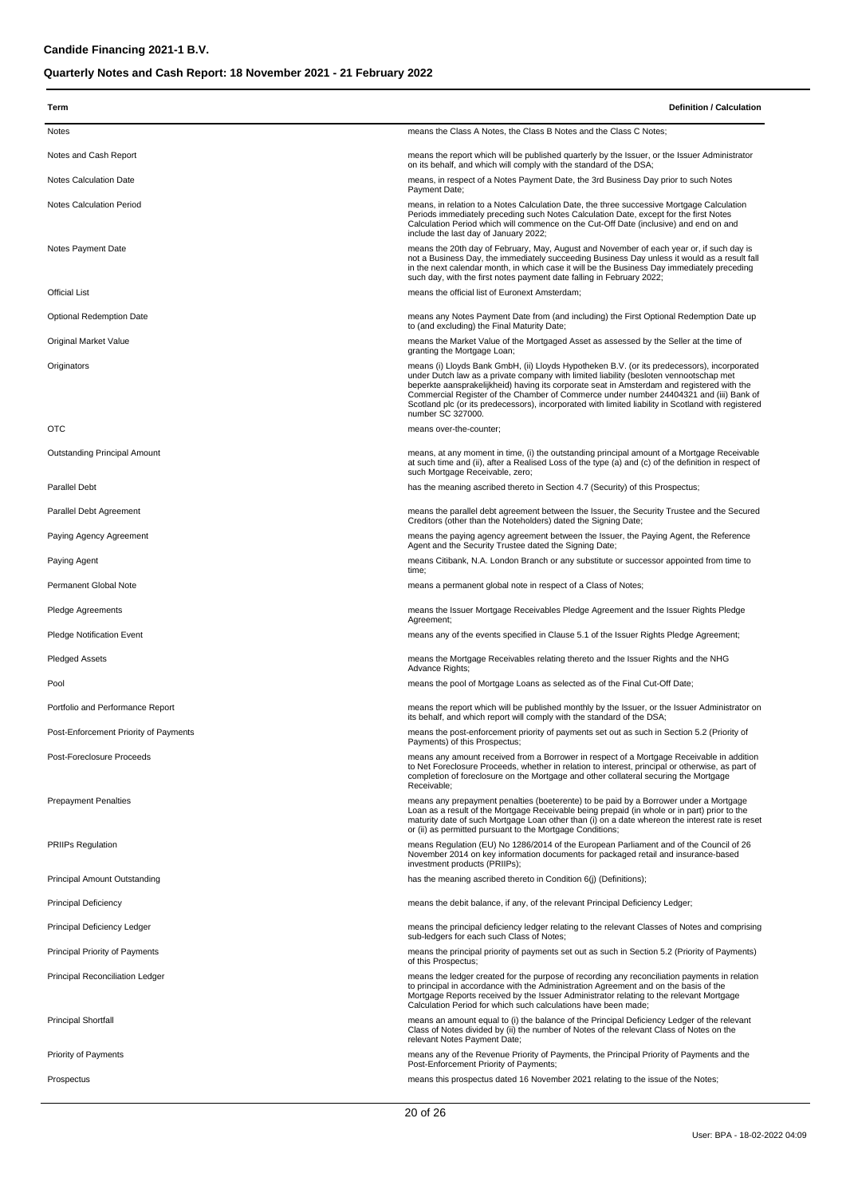**Candide Financing 2021-1 B.V.**

**Quarterly Notes and Cash Report: 18 November 2021 - 21 February 2022**

| Term | Definition / Calculation |
|---|---|
| Notes | means the Class A Notes, the Class B Notes and the Class C Notes; |
| Notes and Cash Report | means the report which will be published quarterly by the Issuer, or the Issuer Administrator on its behalf, and which will comply with the standard of the DSA; |
| Notes Calculation Date | means, in respect of a Notes Payment Date, the 3rd Business Day prior to such Notes Payment Date; |
| Notes Calculation Period | means, in relation to a Notes Calculation Date, the three successive Mortgage Calculation Periods immediately preceding such Notes Calculation Date, except for the first Notes Calculation Period which will commence on the Cut-Off Date (inclusive) and end on and include the last day of January 2022; |
| Notes Payment Date | means the 20th day of February, May, August and November of each year or, if such day is not a Business Day, the immediately succeeding Business Day unless it would as a result fall in the next calendar month, in which case it will be the Business Day immediately preceding such day, with the first notes payment date falling in February 2022; |
| Official List | means the official list of Euronext Amsterdam; |
| Optional Redemption Date | means any Notes Payment Date from (and including) the First Optional Redemption Date up to (and excluding) the Final Maturity Date; |
| Original Market Value | means the Market Value of the Mortgaged Asset as assessed by the Seller at the time of granting the Mortgage Loan; |
| Originators | means (i) Lloyds Bank GmbH, (ii) Lloyds Hypotheken B.V. (or its predecessors), incorporated under Dutch law as a private company with limited liability (besloten vennootschap met beperkte aansprakelijkheid) having its corporate seat in Amsterdam and registered with the Commercial Register of the Chamber of Commerce under number 24404321 and (iii) Bank of Scotland plc (or its predecessors), incorporated with limited liability in Scotland with registered number SC 327000. |
| OTC | means over-the-counter; |
| Outstanding Principal Amount | means, at any moment in time, (i) the outstanding principal amount of a Mortgage Receivable at such time and (ii), after a Realised Loss of the type (a) and (c) of the definition in respect of such Mortgage Receivable, zero; |
| Parallel Debt | has the meaning ascribed thereto in Section 4.7 (Security) of this Prospectus; |
| Parallel Debt Agreement | means the parallel debt agreement between the Issuer, the Security Trustee and the Secured Creditors (other than the Noteholders) dated the Signing Date; |
| Paying Agency Agreement | means the paying agency agreement between the Issuer, the Paying Agent, the Reference Agent and the Security Trustee dated the Signing Date; |
| Paying Agent | means Citibank, N.A. London Branch or any substitute or successor appointed from time to time; |
| Permanent Global Note | means a permanent global note in respect of a Class of Notes; |
| Pledge Agreements | means the Issuer Mortgage Receivables Pledge Agreement and the Issuer Rights Pledge Agreement; |
| Pledge Notification Event | means any of the events specified in Clause 5.1 of the Issuer Rights Pledge Agreement; |
| Pledged Assets | means the Mortgage Receivables relating thereto and the Issuer Rights and the NHG Advance Rights; |
| Pool | means the pool of Mortgage Loans as selected as of the Final Cut-Off Date; |
| Portfolio and Performance Report | means the report which will be published monthly by the Issuer, or the Issuer Administrator on its behalf, and which report will comply with the standard of the DSA; |
| Post-Enforcement Priority of Payments | means the post-enforcement priority of payments set out as such in Section 5.2 (Priority of Payments) of this Prospectus; |
| Post-Foreclosure Proceeds | means any amount received from a Borrower in respect of a Mortgage Receivable in addition to Net Foreclosure Proceeds, whether in relation to interest, principal or otherwise, as part of completion of foreclosure on the Mortgage and other collateral securing the Mortgage Receivable; |
| Prepayment Penalties | means any prepayment penalties (boeterente) to be paid by a Borrower under a Mortgage Loan as a result of the Mortgage Receivable being prepaid (in whole or in part) prior to the maturity date of such Mortgage Loan other than (i) on a date whereon the interest rate is reset or (ii) as permitted pursuant to the Mortgage Conditions; |
| PRIIPs Regulation | means Regulation (EU) No 1286/2014 of the European Parliament and of the Council of 26 November 2014 on key information documents for packaged retail and insurance-based investment products (PRIIPs); |
| Principal Amount Outstanding | has the meaning ascribed thereto in Condition 6(j) (Definitions); |
| Principal Deficiency | means the debit balance, if any, of the relevant Principal Deficiency Ledger; |
| Principal Deficiency Ledger | means the principal deficiency ledger relating to the relevant Classes of Notes and comprising sub-ledgers for each such Class of Notes; |
| Principal Priority of Payments | means the principal priority of payments set out as such in Section 5.2 (Priority of Payments) of this Prospectus; |
| Principal Reconciliation Ledger | means the ledger created for the purpose of recording any reconciliation payments in relation to principal in accordance with the Administration Agreement and on the basis of the Mortgage Reports received by the Issuer Administrator relating to the relevant Mortgage Calculation Period for which such calculations have been made; |
| Principal Shortfall | means an amount equal to (i) the balance of the Principal Deficiency Ledger of the relevant Class of Notes divided by (ii) the number of Notes of the relevant Class of Notes on the relevant Notes Payment Date; |
| Priority of Payments | means any of the Revenue Priority of Payments, the Principal Priority of Payments and the Post-Enforcement Priority of Payments; |
| Prospectus | means this prospectus dated 16 November 2021 relating to the issue of the Notes; |

User: BPA - 18-02-2022 04:09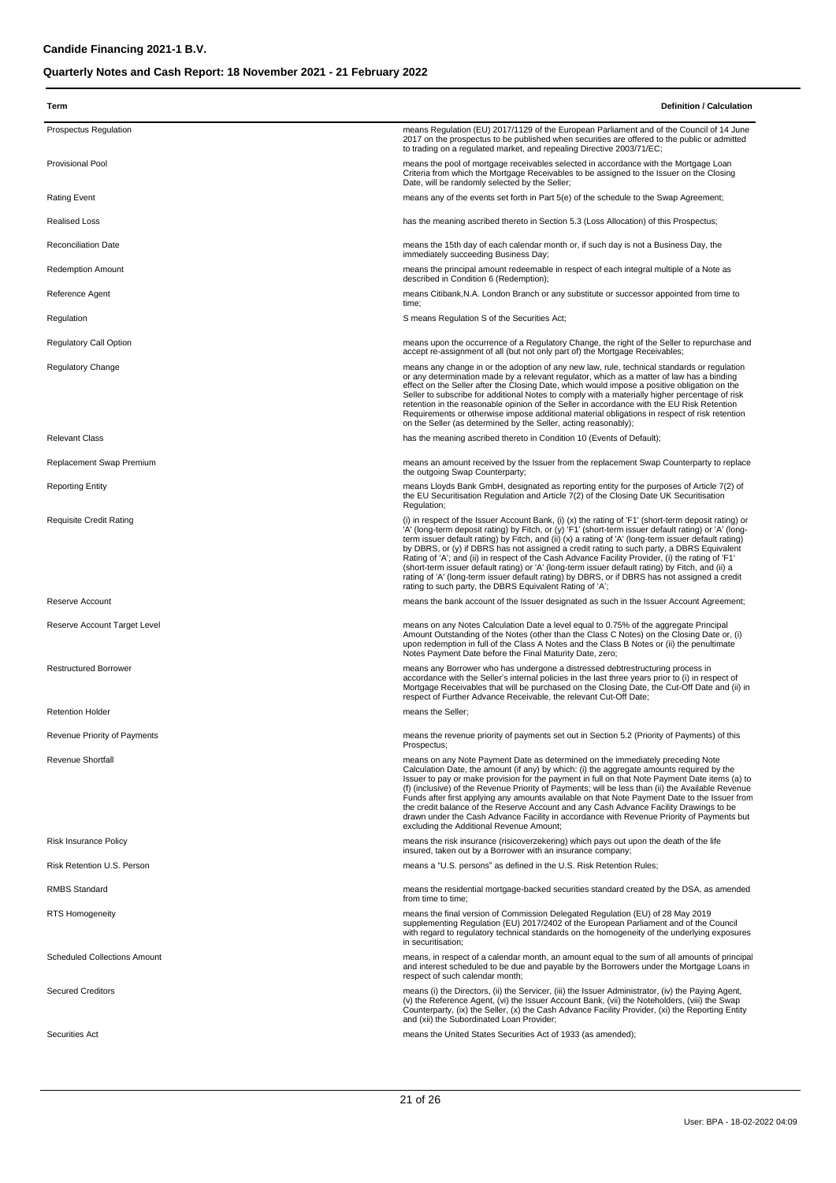**Candide Financing 2021-1 B.V.**

**Quarterly Notes and Cash Report: 18 November 2021 - 21 February 2022**

| Term | Definition / Calculation |
|---|---|
| Prospectus Regulation | means Regulation (EU) 2017/1129 of the European Parliament and of the Council of 14 June 2017 on the prospectus to be published when securities are offered to the public or admitted to trading on a regulated market, and repealing Directive 2003/71/EC; |
| Provisional Pool | means the pool of mortgage receivables selected in accordance with the Mortgage Loan Criteria from which the Mortgage Receivables to be assigned to the Issuer on the Closing Date, will be randomly selected by the Seller; |
| Rating Event | means any of the events set forth in Part 5(e) of the schedule to the Swap Agreement; |
| Realised Loss | has the meaning ascribed thereto in Section 5.3 (Loss Allocation) of this Prospectus; |
| Reconciliation Date | means the 15th day of each calendar month or, if such day is not a Business Day, the immediately succeeding Business Day; |
| Redemption Amount | means the principal amount redeemable in respect of each integral multiple of a Note as described in Condition 6 (Redemption); |
| Reference Agent | means Citibank,N.A. London Branch or any substitute or successor appointed from time to time; |
| Regulation | S means Regulation S of the Securities Act; |
| Regulatory Call Option | means upon the occurrence of a Regulatory Change, the right of the Seller to repurchase and accept re-assignment of all (but not only part of) the Mortgage Receivables; |
| Regulatory Change | means any change in or the adoption of any new law, rule, technical standards or regulation or any determination made by a relevant regulator, which as a matter of law has a binding effect on the Seller after the Closing Date, which would impose a positive obligation on the Seller to subscribe for additional Notes to comply with a materially higher percentage of risk retention in the reasonable opinion of the Seller in accordance with the EU Risk Retention Requirements or otherwise impose additional material obligations in respect of risk retention on the Seller (as determined by the Seller, acting reasonably); |
| Relevant Class | has the meaning ascribed thereto in Condition 10 (Events of Default); |
| Replacement Swap Premium | means an amount received by the Issuer from the replacement Swap Counterparty to replace the outgoing Swap Counterparty; |
| Reporting Entity | means Lloyds Bank GmbH, designated as reporting entity for the purposes of Article 7(2) of the EU Securitisation Regulation and Article 7(2) of the Closing Date UK Securitisation Regulation; |
| Requisite Credit Rating | (i) in respect of the Issuer Account Bank, (i) (x) the rating of 'F1' (short-term deposit rating) or 'A' (long-term deposit rating) by Fitch, or (y) 'F1' (short-term issuer default rating) or 'A' (long-term issuer default rating) by Fitch, and (ii) (x) a rating of 'A' (long-term issuer default rating) by DBRS, or (y) if DBRS has not assigned a credit rating to such party, a DBRS Equivalent Rating of 'A'; and (ii) in respect of the Cash Advance Facility Provider, (i) the rating of 'F1' (short-term issuer default rating) or 'A' (long-term issuer default rating) by Fitch, and (ii) a rating of 'A' (long-term issuer default rating) by DBRS, or if DBRS has not assigned a credit rating to such party, the DBRS Equivalent Rating of 'A'; |
| Reserve Account | means the bank account of the Issuer designated as such in the Issuer Account Agreement; |
| Reserve Account Target Level | means on any Notes Calculation Date a level equal to 0.75% of the aggregate Principal Amount Outstanding of the Notes (other than the Class C Notes) on the Closing Date or, (i) upon redemption in full of the Class A Notes and the Class B Notes or (ii) the penultimate Notes Payment Date before the Final Maturity Date, zero; |
| Restructured Borrower | means any Borrower who has undergone a distressed debtrestructuring process in accordance with the Seller's internal policies in the last three years prior to (i) in respect of Mortgage Receivables that will be purchased on the Closing Date, the Cut-Off Date and (ii) in respect of Further Advance Receivable, the relevant Cut-Off Date; |
| Retention Holder | means the Seller; |
| Revenue Priority of Payments | means the revenue priority of payments set out in Section 5.2 (Priority of Payments) of this Prospectus; |
| Revenue Shortfall | means on any Note Payment Date as determined on the immediately preceding Note Calculation Date, the amount (if any) by which: (i) the aggregate amounts required by the Issuer to pay or make provision for the payment in full on that Note Payment Date items (a) to (f) (inclusive) of the Revenue Priority of Payments; will be less than (ii) the Available Revenue Funds after first applying any amounts available on that Note Payment Date to the Issuer from the credit balance of the Reserve Account and any Cash Advance Facility Drawings to be drawn under the Cash Advance Facility in accordance with Revenue Priority of Payments but excluding the Additional Revenue Amount; |
| Risk Insurance Policy | means the risk insurance (risicoverzekering) which pays out upon the death of the life insured, taken out by a Borrower with an insurance company; |
| Risk Retention U.S. Person | means a "U.S. persons" as defined in the U.S. Risk Retention Rules; |
| RMBS Standard | means the residential mortgage-backed securities standard created by the DSA, as amended from time to time; |
| RTS Homogeneity | means the final version of Commission Delegated Regulation (EU) of 28 May 2019 supplementing Regulation (EU) 2017/2402 of the European Parliament and of the Council with regard to regulatory technical standards on the homogeneity of the underlying exposures in securitisation; |
| Scheduled Collections Amount | means, in respect of a calendar month, an amount equal to the sum of all amounts of principal and interest scheduled to be due and payable by the Borrowers under the Mortgage Loans in respect of such calendar month; |
| Secured Creditors | means (i) the Directors, (ii) the Servicer, (iii) the Issuer Administrator, (iv) the Paying Agent, (v) the Reference Agent, (vi) the Issuer Account Bank, (vii) the Noteholders, (viii) the Swap Counterparty, (ix) the Seller, (x) the Cash Advance Facility Provider, (xi) the Reporting Entity and (xii) the Subordinated Loan Provider; |
| Securities Act | means the United States Securities Act of 1933 (as amended); |

User: BPA - 18-02-2022 04:09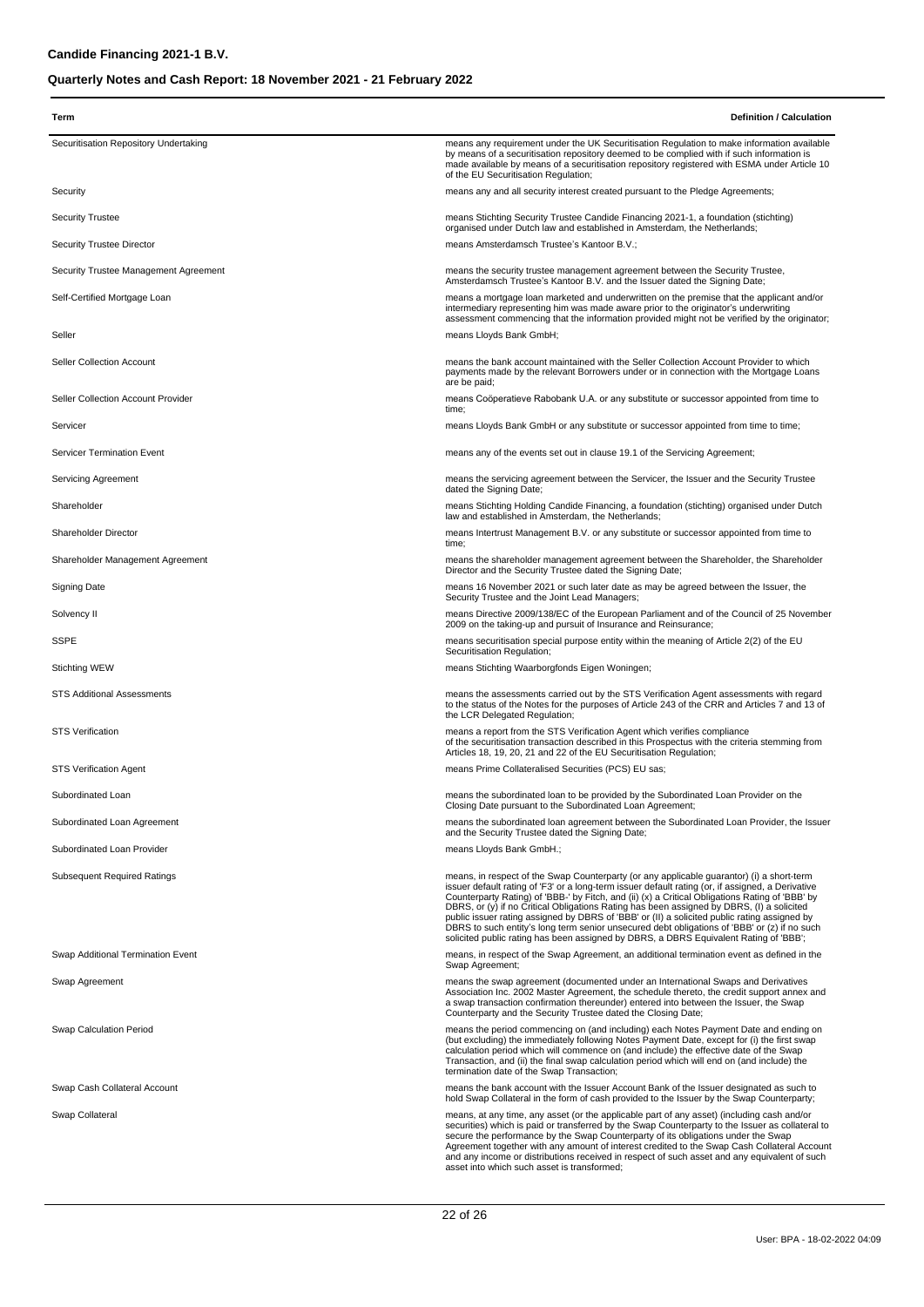| Term | Definition / Calculation |
| --- | --- |
| Securitisation Repository Undertaking | means any requirement under the UK Securitisation Regulation to make information available by means of a securitisation repository deemed to be complied with if such information is made available by means of a securitisation repository registered with ESMA under Article 10 of the EU Securitisation Regulation; |
| Security | means any and all security interest created pursuant to the Pledge Agreements; |
| Security Trustee | means Stichting Security Trustee Candide Financing 2021-1, a foundation (stichting) organised under Dutch law and established in Amsterdam, the Netherlands; |
| Security Trustee Director | means Amsterdamsch Trustee's Kantoor B.V.; |
| Security Trustee Management Agreement | means the security trustee management agreement between the Security Trustee, Amsterdamsch Trustee's Kantoor B.V. and the Issuer dated the Signing Date; |
| Self-Certified Mortgage Loan | means a mortgage loan marketed and underwritten on the premise that the applicant and/or intermediary representing him was made aware prior to the originator's underwriting assessment commencing that the information provided might not be verified by the originator; |
| Seller | means Lloyds Bank GmbH; |
| Seller Collection Account | means the bank account maintained with the Seller Collection Account Provider to which payments made by the relevant Borrowers under or in connection with the Mortgage Loans are be paid; |
| Seller Collection Account Provider | means Coöperatieve Rabobank U.A. or any substitute or successor appointed from time to time; |
| Servicer | means Lloyds Bank GmbH or any substitute or successor appointed from time to time; |
| Servicer Termination Event | means any of the events set out in clause 19.1 of the Servicing Agreement; |
| Servicing Agreement | means the servicing agreement between the Servicer, the Issuer and the Security Trustee dated the Signing Date; |
| Shareholder | means Stichting Holding Candide Financing, a foundation (stichting) organised under Dutch law and established in Amsterdam, the Netherlands; |
| Shareholder Director | means Intertrust Management B.V. or any substitute or successor appointed from time to time; |
| Shareholder Management Agreement | means the shareholder management agreement between the Shareholder, the Shareholder Director and the Security Trustee dated the Signing Date; |
| Signing Date | means 16 November 2021 or such later date as may be agreed between the Issuer, the Security Trustee and the Joint Lead Managers; |
| Solvency II | means Directive 2009/138/EC of the European Parliament and of the Council of 25 November 2009 on the taking-up and pursuit of Insurance and Reinsurance; |
| SSPE | means securitisation special purpose entity within the meaning of Article 2(2) of the EU Securitisation Regulation; |
| Stichting WEW | means Stichting Waarborgfonds Eigen Woningen; |
| STS Additional Assessments | means the assessments carried out by the STS Verification Agent assessments with regard to the status of the Notes for the purposes of Article 243 of the CRR and Articles 7 and 13 of the LCR Delegated Regulation; |
| STS Verification | means a report from the STS Verification Agent which verifies compliance of the securitisation transaction described in this Prospectus with the criteria stemming from Articles 18, 19, 20, 21 and 22 of the EU Securitisation Regulation; |
| STS Verification Agent | means Prime Collateralised Securities (PCS) EU sas; |
| Subordinated Loan | means the subordinated loan to be provided by the Subordinated Loan Provider on the Closing Date pursuant to the Subordinated Loan Agreement; |
| Subordinated Loan Agreement | means the subordinated loan agreement between the Subordinated Loan Provider, the Issuer and the Security Trustee dated the Signing Date; |
| Subordinated Loan Provider | means Lloyds Bank GmbH.; |
| Subsequent Required Ratings | means, in respect of the Swap Counterparty (or any applicable guarantor) (i) a short-term issuer default rating of 'F3' or a long-term issuer default rating (or, if assigned, a Derivative Counterparty Rating) of 'BBB-' by Fitch, and (ii) (x) a Critical Obligations Rating of 'BBB' by DBRS, or (y) if no Critical Obligations Rating has been assigned by DBRS, (I) a solicited public issuer rating assigned by DBRS of 'BBB' or (II) a solicited public rating assigned by DBRS to such entity's long term senior unsecured debt obligations of 'BBB' or (z) if no such solicited public rating has been assigned by DBRS, a DBRS Equivalent Rating of 'BBB'; |
| Swap Additional Termination Event | means, in respect of the Swap Agreement, an additional termination event as defined in the Swap Agreement; |
| Swap Agreement | means the swap agreement (documented under an International Swaps and Derivatives Association Inc. 2002 Master Agreement, the schedule thereto, the credit support annex and a swap transaction confirmation thereunder) entered into between the Issuer, the Swap Counterparty and the Security Trustee dated the Closing Date; |
| Swap Calculation Period | means the period commencing on (and including) each Notes Payment Date and ending on (but excluding) the immediately following Notes Payment Date, except for (i) the first swap calculation period which will commence on (and include) the effective date of the Swap Transaction, and (ii) the final swap calculation period which will end on (and include) the termination date of the Swap Transaction; |
| Swap Cash Collateral Account | means the bank account with the Issuer Account Bank of the Issuer designated as such to hold Swap Collateral in the form of cash provided to the Issuer by the Swap Counterparty; |
| Swap Collateral | means, at any time, any asset (or the applicable part of any asset) (including cash and/or securities) which is paid or transferred by the Swap Counterparty to the Issuer as collateral to secure the performance by the Swap Counterparty of its obligations under the Swap Agreement together with any amount of interest credited to the Swap Cash Collateral Account and any income or distributions received in respect of such asset and any equivalent of such asset into which such asset is transformed; |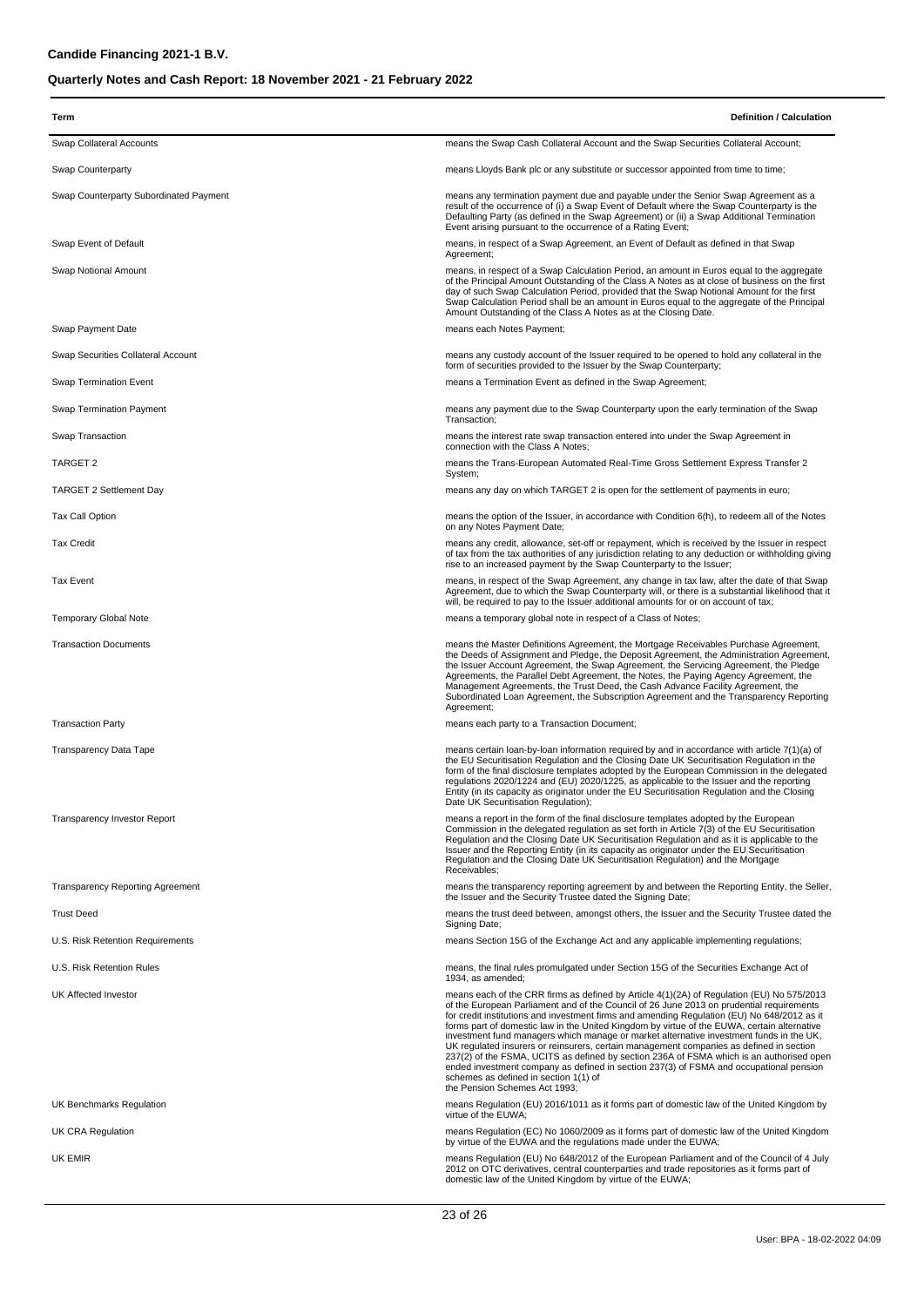| Term | Definition / Calculation |
| --- | --- |
| Swap Collateral Accounts | means the Swap Cash Collateral Account and the Swap Securities Collateral Account; |
| Swap Counterparty | means Lloyds Bank plc or any substitute or successor appointed from time to time; |
| Swap Counterparty Subordinated Payment | means any termination payment due and payable under the Senior Swap Agreement as a result of the occurrence of (i) a Swap Event of Default where the Swap Counterparty is the Defaulting Party (as defined in the Swap Agreement) or (ii) a Swap Additional Termination Event arising pursuant to the occurrence of a Rating Event; |
| Swap Event of Default | means, in respect of a Swap Agreement, an Event of Default as defined in that Swap Agreement; |
| Swap Notional Amount | means, in respect of a Swap Calculation Period, an amount in Euros equal to the aggregate of the Principal Amount Outstanding of the Class A Notes as at close of business on the first day of such Swap Calculation Period, provided that the Swap Notional Amount for the first Swap Calculation Period shall be an amount in Euros equal to the aggregate of the Principal Amount Outstanding of the Class A Notes as at the Closing Date. |
| Swap Payment Date | means each Notes Payment; |
| Swap Securities Collateral Account | means any custody account of the Issuer required to be opened to hold any collateral in the form of securities provided to the Issuer by the Swap Counterparty; |
| Swap Termination Event | means a Termination Event as defined in the Swap Agreement; |
| Swap Termination Payment | means any payment due to the Swap Counterparty upon the early termination of the Swap Transaction; |
| Swap Transaction | means the interest rate swap transaction entered into under the Swap Agreement in connection with the Class A Notes; |
| TARGET 2 | means the Trans-European Automated Real-Time Gross Settlement Express Transfer 2 System; |
| TARGET 2 Settlement Day | means any day on which TARGET 2 is open for the settlement of payments in euro; |
| Tax Call Option | means the option of the Issuer, in accordance with Condition 6(h), to redeem all of the Notes on any Notes Payment Date; |
| Tax Credit | means any credit, allowance, set-off or repayment, which is received by the Issuer in respect of tax from the tax authorities of any jurisdiction relating to any deduction or withholding giving rise to an increased payment by the Swap Counterparty to the Issuer; |
| Tax Event | means, in respect of the Swap Agreement, any change in tax law, after the date of that Swap Agreement, due to which the Swap Counterparty will, or there is a substantial likelihood that it will, be required to pay to the Issuer additional amounts for or on account of tax; |
| Temporary Global Note | means a temporary global note in respect of a Class of Notes; |
| Transaction Documents | means the Master Definitions Agreement, the Mortgage Receivables Purchase Agreement, the Deeds of Assignment and Pledge, the Deposit Agreement, the Administration Agreement, the Issuer Account Agreement, the Swap Agreement, the Servicing Agreement, the Pledge Agreements, the Parallel Debt Agreement, the Notes, the Paying Agency Agreement, the Management Agreements, the Trust Deed, the Cash Advance Facility Agreement, the Subordinated Loan Agreement, the Subscription Agreement and the Transparency Reporting Agreement; |
| Transaction Party | means each party to a Transaction Document; |
| Transparency Data Tape | means certain loan-by-loan information required by and in accordance with article 7(1)(a) of the EU Securitisation Regulation and the Closing Date UK Securitisation Regulation in the form of the final disclosure templates adopted by the European Commission in the delegated regulations 2020/1224 and (EU) 2020/1225, as applicable to the Issuer and the reporting Entity (in its capacity as originator under the EU Securitisation Regulation and the Closing Date UK Securitisation Regulation); |
| Transparency Investor Report | means a report in the form of the final disclosure templates adopted by the European Commission in the delegated regulation as set forth in Article 7(3) of the EU Securitisation Regulation and the Closing Date UK Securitisation Regulation and as it is applicable to the Issuer and the Reporting Entity (in its capacity as originator under the EU Securitisation Regulation and the Closing Date UK Securitisation Regulation) and the Mortgage Receivables; |
| Transparency Reporting Agreement | means the transparency reporting agreement by and between the Reporting Entity, the Seller, the Issuer and the Security Trustee dated the Signing Date; |
| Trust Deed | means the trust deed between, amongst others, the Issuer and the Security Trustee dated the Signing Date; |
| U.S. Risk Retention Requirements | means Section 15G of the Exchange Act and any applicable implementing regulations; |
| U.S. Risk Retention Rules | means, the final rules promulgated under Section 15G of the Securities Exchange Act of 1934, as amended; |
| UK Affected Investor | means each of the CRR firms as defined by Article 4(1)(2A) of Regulation (EU) No 575/2013 of the European Parliament and of the Council of 26 June 2013 on prudential requirements for credit institutions and investment firms and amending Regulation (EU) No 648/2012 as it forms part of domestic law in the United Kingdom by virtue of the EUWA, certain alternative investment fund managers which manage or market alternative investment funds in the UK, UK regulated insurers or reinsurers, certain management companies as defined in section 237(2) of the FSMA, UCITS as defined by section 236A of FSMA which is an authorised open ended investment company as defined in section 237(3) of FSMA and occupational pension schemes as defined in section 1(1) of the Pension Schemes Act 1993; |
| UK Benchmarks Regulation | means Regulation (EU) 2016/1011 as it forms part of domestic law of the United Kingdom by virtue of the EUWA; |
| UK CRA Regulation | means Regulation (EC) No 1060/2009 as it forms part of domestic law of the United Kingdom by virtue of the EUWA and the regulations made under the EUWA; |
| UK EMIR | means Regulation (EU) No 648/2012 of the European Parliament and of the Council of 4 July 2012 on OTC derivatives, central counterparties and trade repositories as it forms part of domestic law of the United Kingdom by virtue of the EUWA; |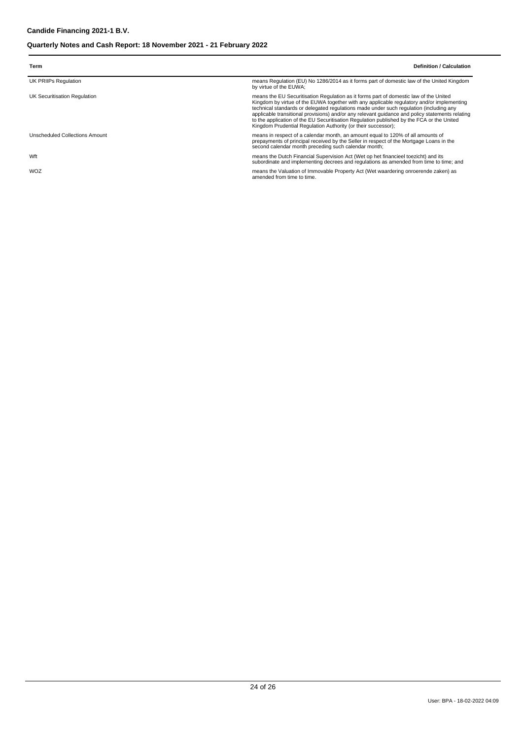| Term | Definition / Calculation |
|---|---|
| UK PRIIPs Regulation | means Regulation (EU) No 1286/2014 as it forms part of domestic law of the United Kingdom by virtue of the EUWA; |
| UK Securitisation Regulation | means the EU Securitisation Regulation as it forms part of domestic law of the United Kingdom by virtue of the EUWA together with any applicable regulatory and/or implementing technical standards or delegated regulations made under such regulation (including any applicable transitional provisions) and/or any relevant guidance and policy statements relating to the application of the EU Securitisation Regulation published by the FCA or the United Kingdom Prudential Regulation Authority (or their successor); |
| Unscheduled Collections Amount | means in respect of a calendar month, an amount equal to 120% of all amounts of prepayments of principal received by the Seller in respect of the Mortgage Loans in the second calendar month preceding such calendar month; |
| Wft | means the Dutch Financial Supervision Act (Wet op het financieel toezicht) and its subordinate and implementing decrees and regulations as amended from time to time; and |
| WOZ | means the Valuation of Immovable Property Act (Wet waardering onroerende zaken) as amended from time to time. |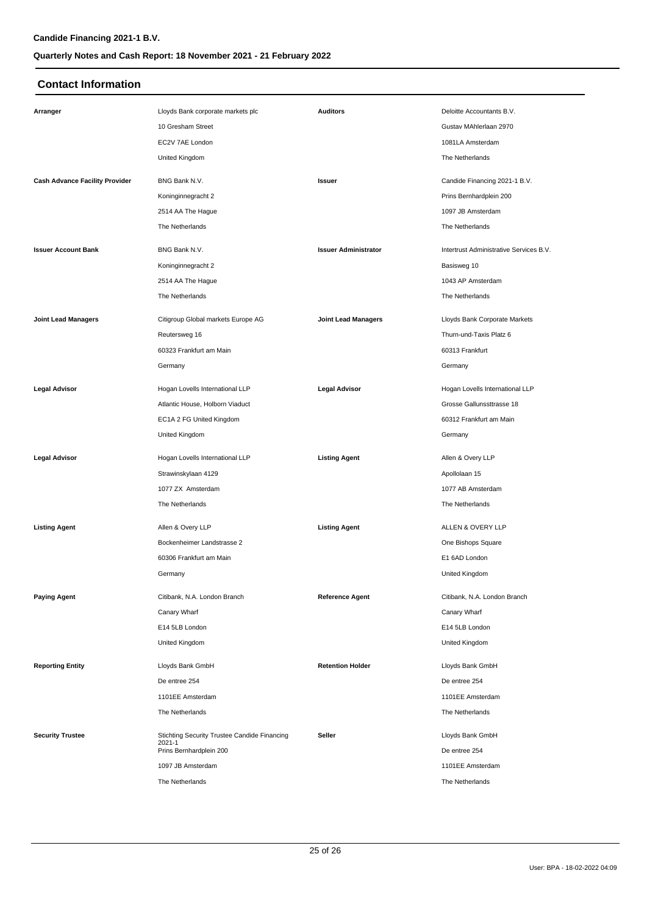## Contact Information

| | | | |
|---|---|---|---|
| **Arranger** | Lloyds Bank corporate markets plc<br>10 Gresham Street<br>EC2V 7AE London<br>United Kingdom | **Auditors** | Deloitte Accountants B.V.<br>Gustav MAhlerlaan 2970<br>1081LA Amsterdam<br>The Netherlands |
| **Cash Advance Facility Provider** | BNG Bank N.V.<br>Koninginnegracht 2<br>2514 AA The Hague<br>The Netherlands | **Issuer** | Candide Financing 2021-1 B.V.<br>Prins Bernhardplein 200<br>1097 JB Amsterdam<br>The Netherlands |
| **Issuer Account Bank** | BNG Bank N.V.<br>Koninginnegracht 2<br>2514 AA The Hague<br>The Netherlands | **Issuer Administrator** | Intertrust Administrative Services B.V.<br>Basisweg 10<br>1043 AP Amsterdam<br>The Netherlands |
| **Joint Lead Managers** | Citigroup Global markets Europe AG<br>Reutersweg 16<br>60323 Frankfurt am Main<br>Germany | **Joint Lead Managers** | Lloyds Bank Corporate Markets<br>Thurn-und-Taxis Platz 6<br>60313 Frankfurt<br>Germany |
| **Legal Advisor** | Hogan Lovells International LLP<br>Atlantic House, Holborn Viaduct<br>EC1A 2 FG United Kingdom<br>United Kingdom | **Legal Advisor** | Hogan Lovells International LLP<br>Grosse Gallunssttrasse 18<br>60312 Frankfurt am Main<br>Germany |
| **Legal Advisor** | Hogan Lovells International LLP<br>Strawinskylaan 4129<br>1077 ZX Amsterdam<br>The Netherlands | **Listing Agent** | Allen & Overy LLP<br>Apollolaan 15<br>1077 AB Amsterdam<br>The Netherlands |
| **Listing Agent** | Allen & Overy LLP<br>Bockenheimer Landstrasse 2<br>60306 Frankfurt am Main<br>Germany | **Listing Agent** | ALLEN & OVERY LLP<br>One Bishops Square<br>E1 6AD London<br>United Kingdom |
| **Paying Agent** | Citibank, N.A. London Branch<br>Canary Wharf<br>E14 5LB London<br>United Kingdom | **Reference Agent** | Citibank, N.A. London Branch<br>Canary Wharf<br>E14 5LB London<br>United Kingdom |
| **Reporting Entity** | Lloyds Bank GmbH<br>De entree 254<br>1101EE Amsterdam<br>The Netherlands | **Retention Holder** | Lloyds Bank GmbH<br>De entree 254<br>1101EE Amsterdam<br>The Netherlands |
| **Security Trustee** | Stichting Security Trustee Candide Financing 2021-1<br>Prins Bernhardplein 200<br>1097 JB Amsterdam<br>The Netherlands | **Seller** | Lloyds Bank GmbH<br>De entree 254<br>1101EE Amsterdam<br>The Netherlands |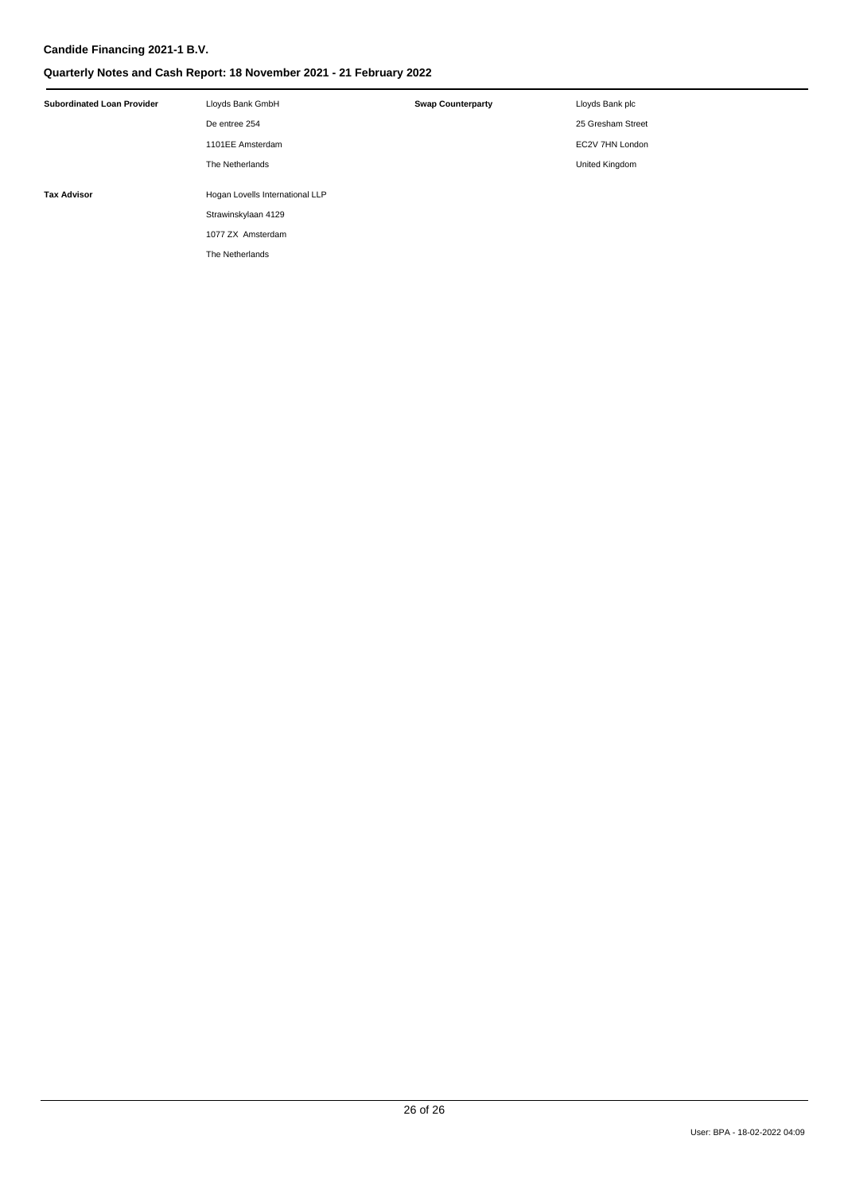| | | | |
|---|---|---|---|
| **Subordinated Loan Provider** | Lloyds Bank GmbH | **Swap Counterparty** | Lloyds Bank plc |
| | De entree 254 | | 25 Gresham Street |
| | 1101EE Amsterdam | | EC2V 7HN London |
| | The Netherlands | | United Kingdom |
| **Tax Advisor** | Hogan Lovells International LLP | | |
| | Strawinskylaan 4129 | | |
| | 1077 ZX Amsterdam | | |
| | The Netherlands | | |

User: BPA - 18-02-2022 04:09